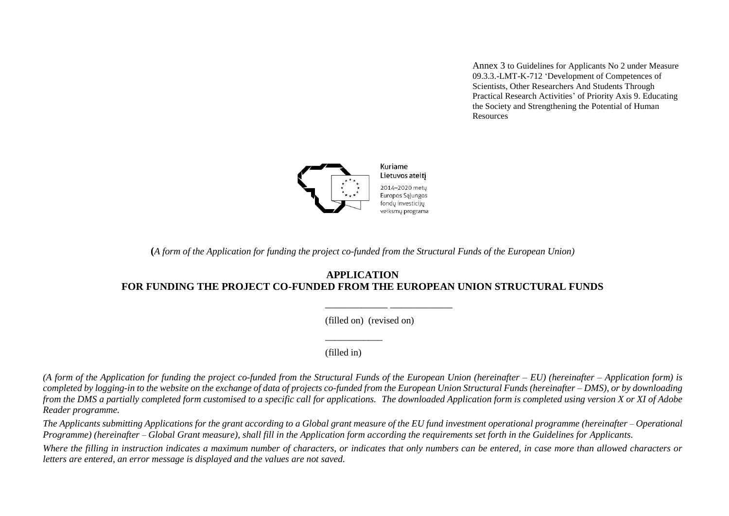Annex 3 to Guidelines for Applicants No 2 under Measure 09.3.3.-LMT-K-712 'Development of Competences of Scientists, Other Researchers And Students Through Practical Research Activities' of Priority Axis 9. Educating the Society and Strengthening the Potential of Human Resources

Kuriame
Lietuvos ateitį
2014–2020 metų
Europos Sąjungos
fondų investicijų
veiksmų programa

**(***A form of the Application for funding the project co-funded from the Structural Funds of the European Union)*

# APPLICATION
# FOR FUNDING THE PROJECT CO-FUNDED FROM THE EUROPEAN UNION STRUCTURAL FUNDS

____________ ____________

(filled on) (revised on)

____________

(filled in)

*(A form of the Application for funding the project co-funded from the Structural Funds of the European Union (hereinafter – EU) (hereinafter – Application form) is completed by logging-in to the website on the exchange of data of projects co-funded from the European Union Structural Funds (hereinafter – DMS), or by downloading from the DMS a partially completed form customised to a specific call for applications. The downloaded Application form is completed using version X or XI of Adobe Reader programme.*

*The Applicants submitting Applications for the grant according to a Global grant measure of the EU fund investment operational programme (hereinafter – Operational Programme) (hereinafter – Global Grant measure), shall fill in the Application form according the requirements set forth in the Guidelines for Applicants.*

*Where the filling in instruction indicates a maximum number of characters, or indicates that only numbers can be entered, in case more than allowed characters or letters are entered, an error message is displayed and the values are not saved.*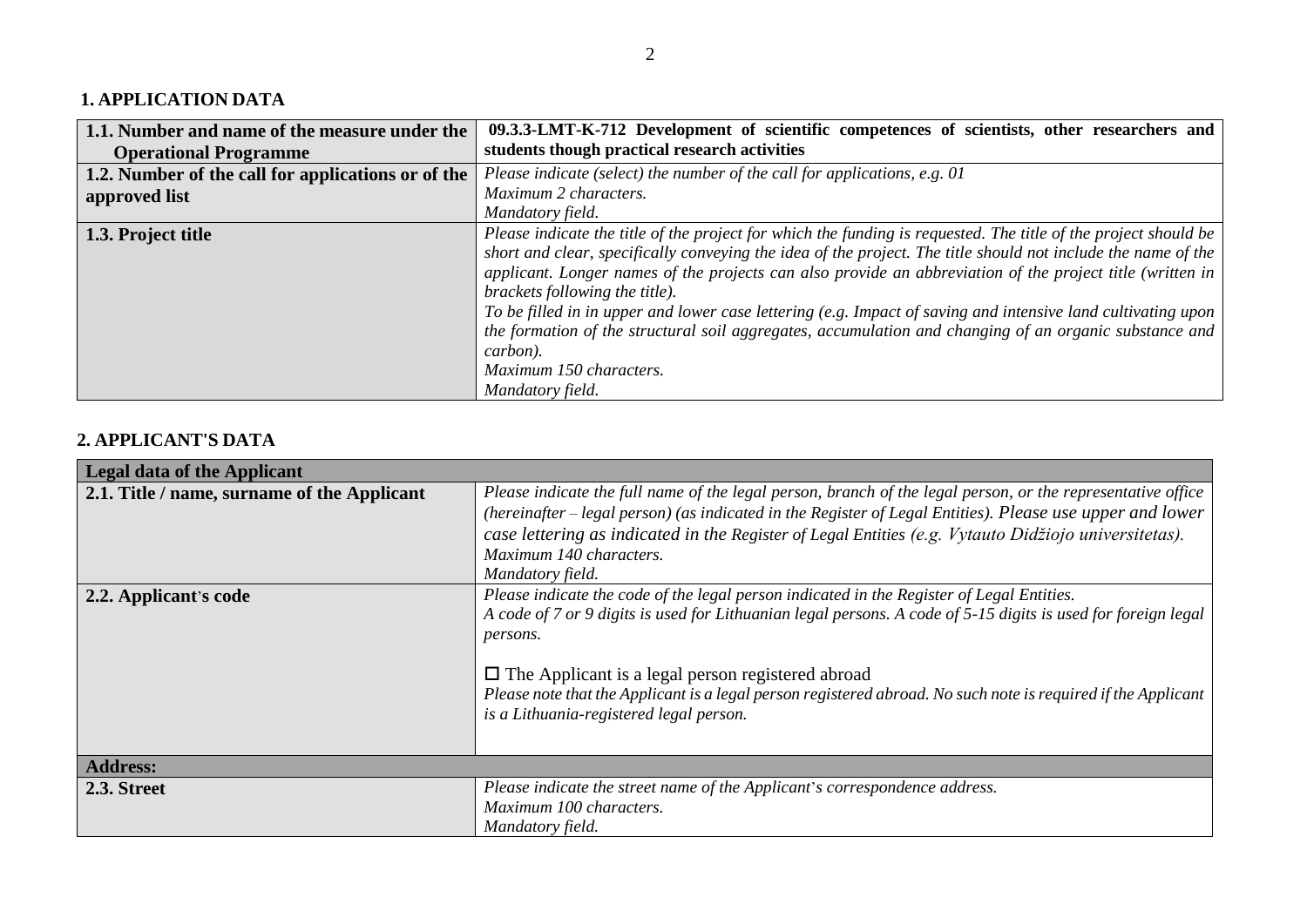## 1. APPLICATION DATA

| **1.1. Number and name of the measure under the Operational Programme** | **09.3.3-LMT-K-712 Development of scientific competences of scientists, other researchers and students though practical research activities** |
|---|---|
| **1.2. Number of the call for applications or of the approved list** | *Please indicate (select) the number of the call for applications, e.g. 01*<br>*Maximum 2 characters.*<br>*Mandatory field.* |
| **1.3. Project title** | *Please indicate the title of the project for which the funding is requested. The title of the project should be short and clear, specifically conveying the idea of the project. The title should not include the name of the applicant. Longer names of the projects can also provide an abbreviation of the project title (written in brackets following the title).*<br>*To be filled in in upper and lower case lettering (e.g. Impact of saving and intensive land cultivating upon the formation of the structural soil aggregates, accumulation and changing of an organic substance and carbon).*<br>*Maximum 150 characters.*<br>*Mandatory field.* |

## 2. APPLICANT'S DATA

| **Legal data of the Applicant** | |
|---|---|
| **2.1. Title / name, surname of the Applicant** | *Please indicate the full name of the legal person, branch of the legal person, or the representative office (hereinafter – legal person) (as indicated in the Register of Legal Entities). Please use upper and lower case lettering as indicated in the Register of Legal Entities (e.g. Vytauto Didžiojo universitetas).*<br>*Maximum 140 characters.*<br>*Mandatory field.* |
| **2.2. Applicant's code** | *Please indicate the code of the legal person indicated in the Register of Legal Entities.*<br>*A code of 7 or 9 digits is used for Lithuanian legal persons. A code of 5-15 digits is used for foreign legal persons.*<br><br>☐ The Applicant is a legal person registered abroad<br>*Please note that the Applicant is a legal person registered abroad. No such note is required if the Applicant is a Lithuania-registered legal person.* |
| **Address:** | |
| **2.3. Street** | *Please indicate the street name of the Applicant's correspondence address.*<br>*Maximum 100 characters.*<br>*Mandatory field.* |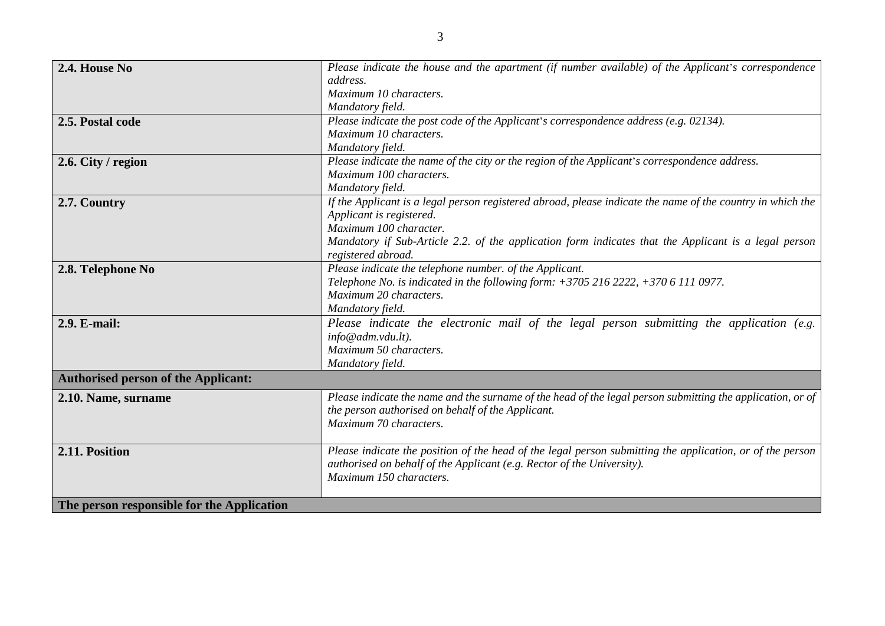| | |
|---|---|
| **2.4. House No** | *Please indicate the house and the apartment (if number available) of the Applicant's correspondence address.*<br>*Maximum 10 characters.*<br>*Mandatory field.* |
| **2.5. Postal code** | *Please indicate the post code of the Applicant's correspondence address (e.g. 02134).*<br>*Maximum 10 characters.*<br>*Mandatory field.* |
| **2.6. City / region** | *Please indicate the name of the city or the region of the Applicant's correspondence address.*<br>*Maximum 100 characters.*<br>*Mandatory field.* |
| **2.7. Country** | *If the Applicant is a legal person registered abroad, please indicate the name of the country in which the Applicant is registered.*<br>*Maximum 100 character.*<br>*Mandatory if Sub-Article 2.2. of the application form indicates that the Applicant is a legal person registered abroad.* |
| **2.8. Telephone No** | *Please indicate the telephone number. of the Applicant.*<br>*Telephone No. is indicated in the following form: +3705 216 2222, +370 6 111 0977.*<br>*Maximum 20 characters.*<br>*Mandatory field.* |
| **2.9. E-mail:** | *Please indicate the electronic mail of the legal person submitting the application (e.g. info@adm.vdu.lt).*<br>*Maximum 50 characters.*<br>*Mandatory field.* |
| **Authorised person of the Applicant:** | |
| **2.10. Name, surname** | *Please indicate the name and the surname of the head of the legal person submitting the application, or of the person authorised on behalf of the Applicant.*<br>*Maximum 70 characters.* |
| **2.11. Position** | *Please indicate the position of the head of the legal person submitting the application, or of the person authorised on behalf of the Applicant (e.g. Rector of the University).*<br>*Maximum 150 characters.* |
| **The person responsible for the Application** | |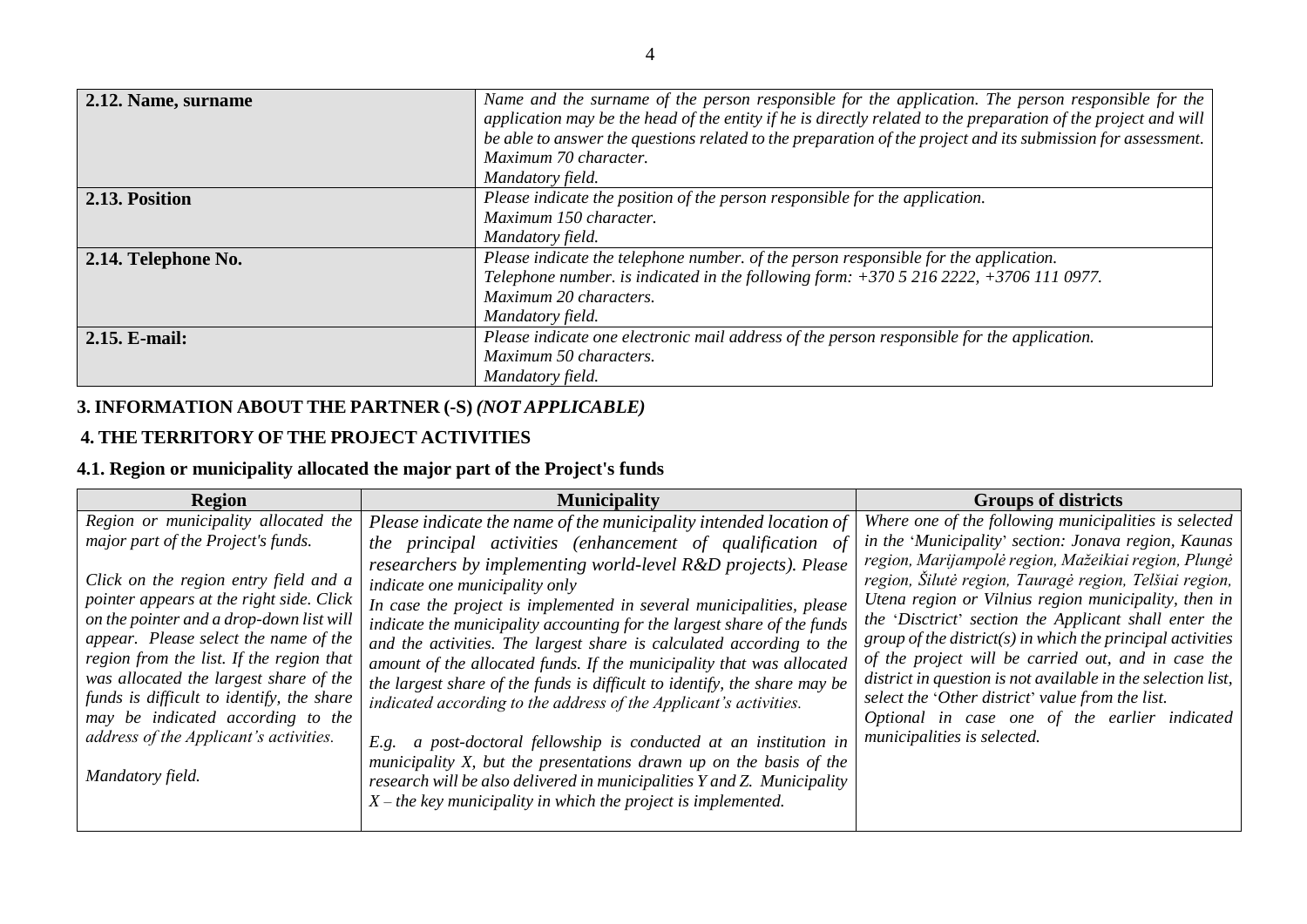| 2.12. Name, surname | *Name and the surname of the person responsible for the application. The person responsible for the application may be the head of the entity if he is directly related to the preparation of the project and will be able to answer the questions related to the preparation of the project and its submission for assessment.* *Maximum 70 character.* *Mandatory field.* |
|---|---|
| **2.13. Position** | *Please indicate the position of the person responsible for the application.* *Maximum 150 character.* *Mandatory field.* |
| **2.14. Telephone No.** | *Please indicate the telephone number. of the person responsible for the application.* *Telephone number. is indicated in the following form: +370 5 216 2222, +3706 111 0977.* *Maximum 20 characters.* *Mandatory field.* |
| **2.15. E-mail:** | *Please indicate one electronic mail address of the person responsible for the application.* *Maximum 50 characters.* *Mandatory field.* |

## 3. INFORMATION ABOUT THE PARTNER (-S) *(NOT APPLICABLE)*

## 4. THE TERRITORY OF THE PROJECT ACTIVITIES

### 4.1. Region or municipality allocated the major part of the Project's funds

| Region | Municipality | Groups of districts |
|---|---|---|
| *Region or municipality allocated the major part of the Project's funds.* *Click on the region entry field and a pointer appears at the right side. Click on the pointer and a drop-down list will appear. Please select the name of the region from the list. If the region that was allocated the largest share of the funds is difficult to identify, the share may be indicated according to the address of the Applicant's activities.* *Mandatory field.* | *Please indicate the name of the municipality intended location of the principal activities (enhancement of qualification of researchers by implementing world-level R&D projects). Please indicate one municipality only* *In case the project is implemented in several municipalities, please indicate the municipality accounting for the largest share of the funds and the activities. The largest share is calculated according to the amount of the allocated funds. If the municipality that was allocated the largest share of the funds is difficult to identify, the share may be indicated according to the address of the Applicant's activities.* *E.g. a post-doctoral fellowship is conducted at an institution in municipality X, but the presentations drawn up on the basis of the research will be also delivered in municipalities Y and Z. Municipality X – the key municipality in which the project is implemented.* | *Where one of the following municipalities is selected in the 'Municipality' section: Jonava region, Kaunas region, Marijampolė region, Mažeikiai region, Plungė region, Šilutė region, Tauragė region, Telšiai region, Utena region or Vilnius region municipality, then in the 'Disctrict' section the Applicant shall enter the group of the district(s) in which the principal activities of the project will be carried out, and in case the district in question is not available in the selection list, select the 'Other district' value from the list.* *Optional in case one of the earlier indicated municipalities is selected.* |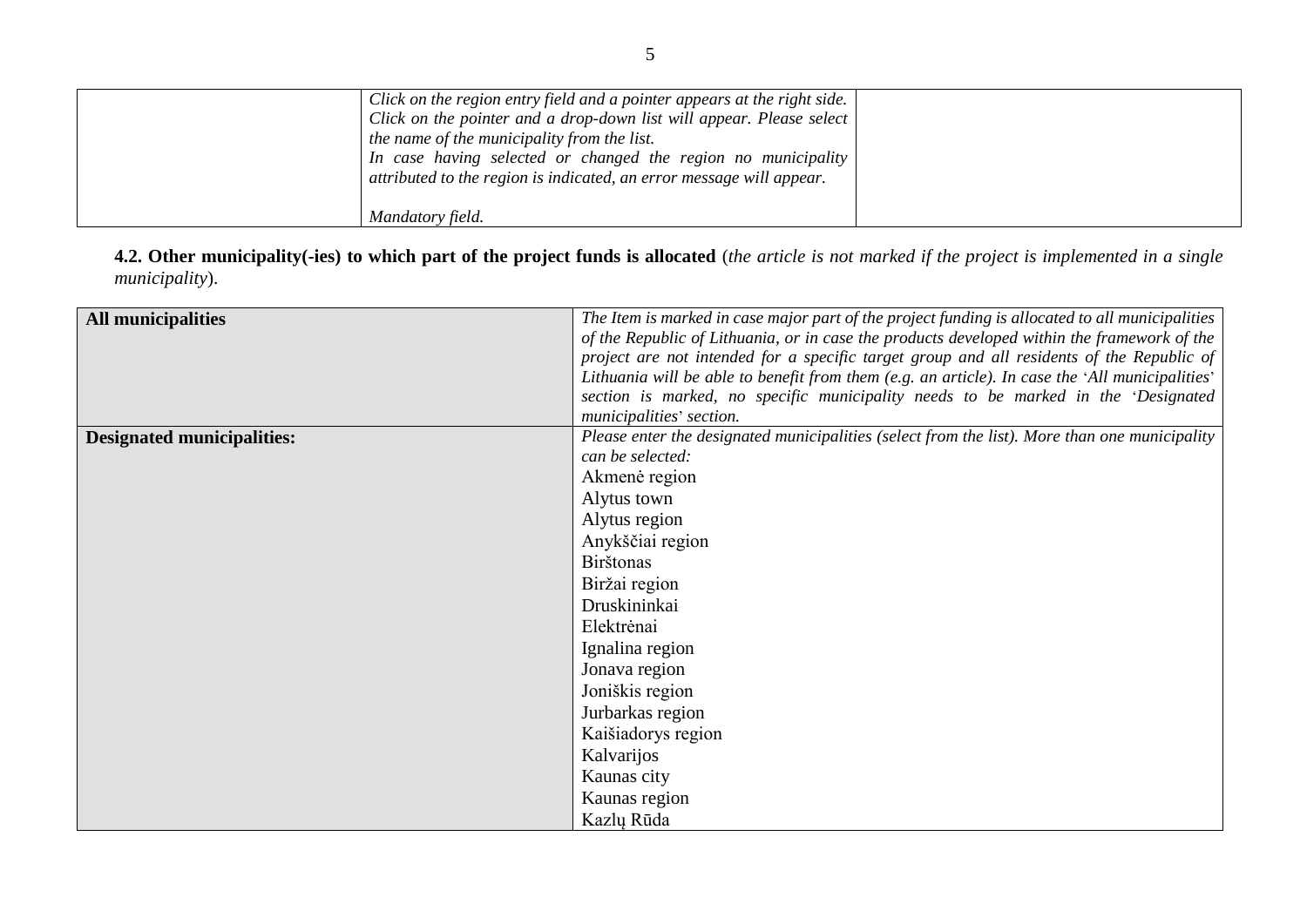| | | |
|---|---|---|
| | *Click on the region entry field and a pointer appears at the right side. Click on the pointer and a drop-down list will appear. Please select the name of the municipality from the list.*<br>*In case having selected or changed the region no municipality attributed to the region is indicated, an error message will appear.*<br><br>*Mandatory field.* | |

**4.2. Other municipality(-ies) to which part of the project funds is allocated** (*the article is not marked if the project is implemented in a single municipality*).

| | |
|---|---|
| **All municipalities** | *The Item is marked in case major part of the project funding is allocated to all municipalities of the Republic of Lithuania, or in case the products developed within the framework of the project are not intended for a specific target group and all residents of the Republic of Lithuania will be able to benefit from them (e.g. an article). In case the 'All municipalities' section is marked, no specific municipality needs to be marked in the 'Designated municipalities' section.* |
| **Designated municipalities:** | *Please enter the designated municipalities (select from the list). More than one municipality can be selected:*<br>Akmenė region<br>Alytus town<br>Alytus region<br>Anykščiai region<br>Birštonas<br>Biržai region<br>Druskininkai<br>Elektrėnai<br>Ignalina region<br>Jonava region<br>Joniškis region<br>Jurbarkas region<br>Kaišiadorys region<br>Kalvarijos<br>Kaunas city<br>Kaunas region<br>Kazlų Rūda |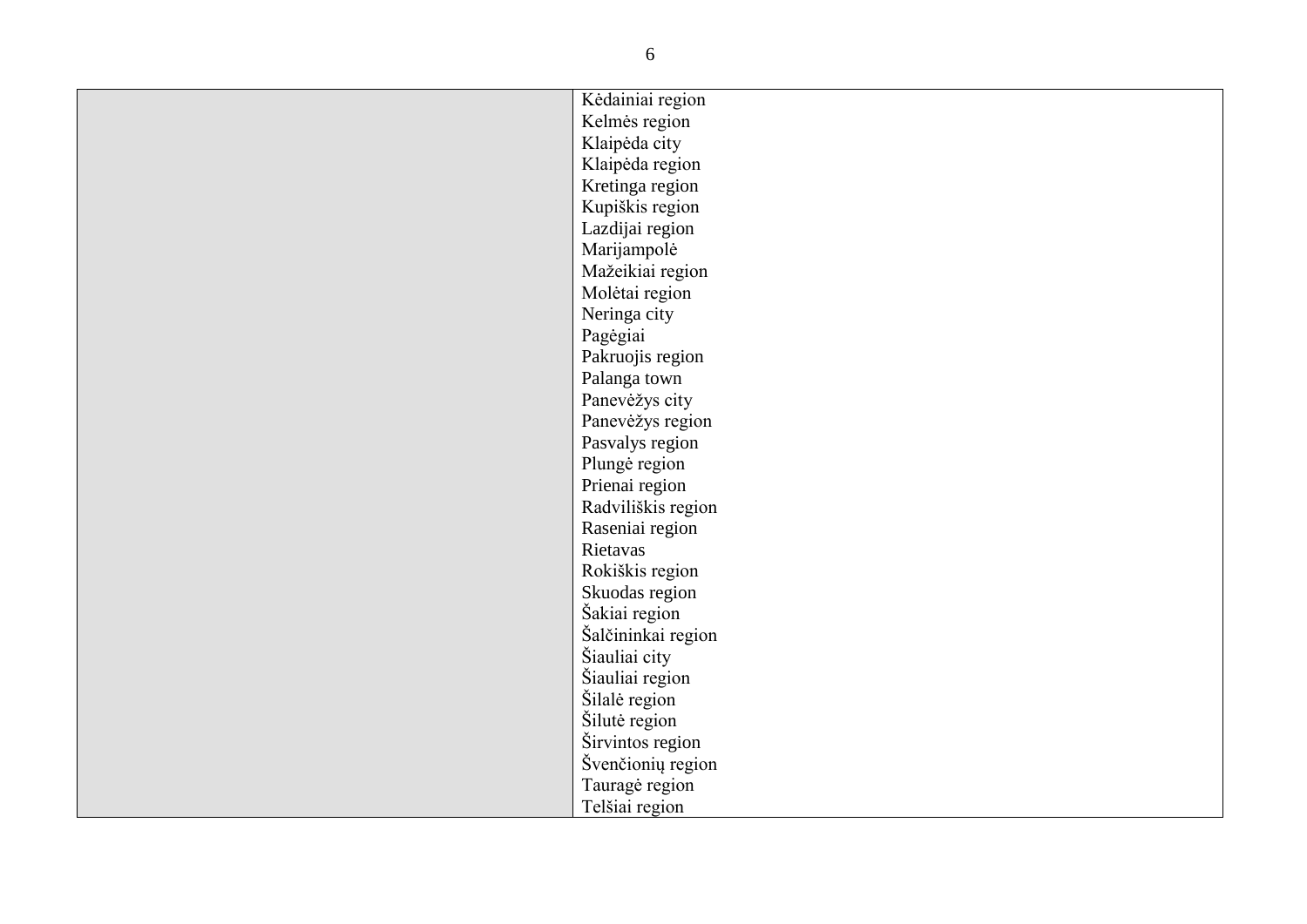| | |
|---|---|
| | Kėdainiai region<br>Kelmės region<br>Klaipėda city<br>Klaipėda region<br>Kretinga region<br>Kupiškis region<br>Lazdijai region<br>Marijampolė<br>Mažeikiai region<br>Molėtai region<br>Neringa city<br>Pagėgiai<br>Pakruojis region<br>Palanga town<br>Panevėžys city<br>Panevėžys region<br>Pasvalys region<br>Plungė region<br>Prienai region<br>Radviliškis region<br>Raseiniai region<br>Rietavas<br>Rokiškis region<br>Skuodas region<br>Šakiai region<br>Šalčininkai region<br>Šiauliai city<br>Šiauliai region<br>Šilalė region<br>Šilutė region<br>Širvintos region<br>Švenčionių region<br>Tauragė region<br>Telšiai region |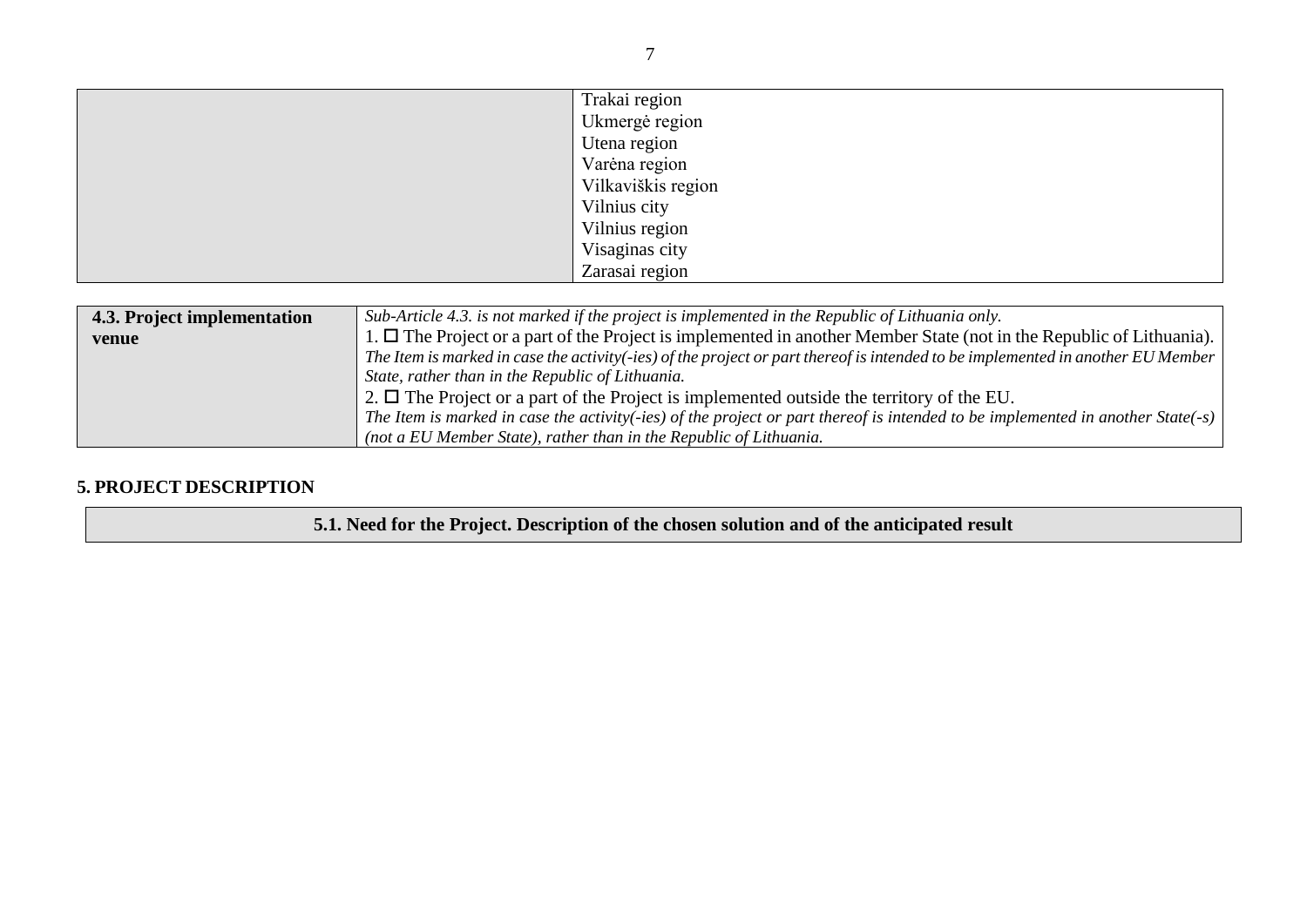| | |
|---|---|
| | Trakai region<br>Ukmergė region<br>Utena region<br>Varėna region<br>Vilkaviškis region<br>Vilnius city<br>Vilnius region<br>Visaginas city<br>Zarasai region |

| | |
|---|---|
| **4.3. Project implementation venue** | *Sub-Article 4.3. is not marked if the project is implemented in the Republic of Lithuania only.*<br>1. ☐ The Project or a part of the Project is implemented in another Member State (not in the Republic of Lithuania).<br>*The Item is marked in case the activity(-ies) of the project or part thereof is intended to be implemented in another EU Member State, rather than in the Republic of Lithuania.*<br>2. ☐ The Project or a part of the Project is implemented outside the territory of the EU.<br>*The Item is marked in case the activity(-ies) of the project or part thereof is intended to be implemented in another State(-s) (not a EU Member State), rather than in the Republic of Lithuania.* |

## 5. PROJECT DESCRIPTION

| **5.1. Need for the Project. Description of the chosen solution and of the anticipated result** |
|---|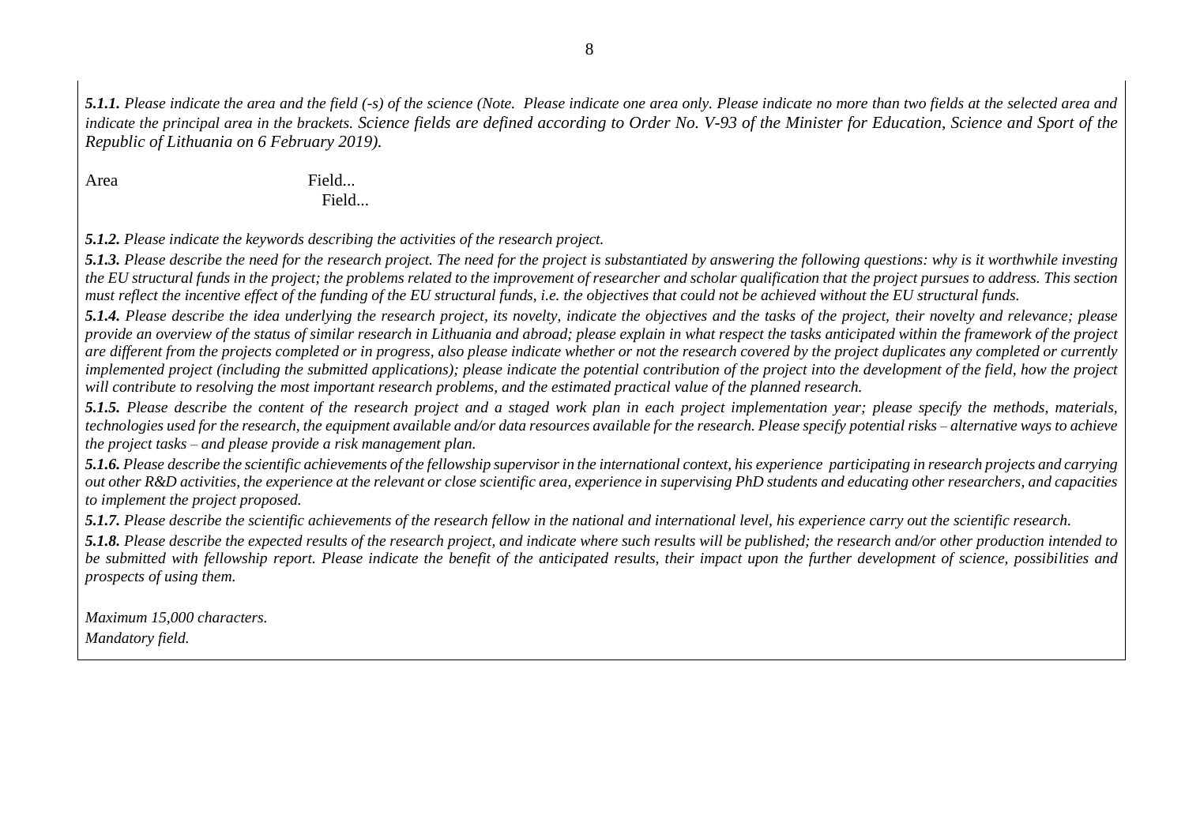***5.1.1.*** *Please indicate the area and the field (-s) of the science (Note. Please indicate one area only. Please indicate no more than two fields at the selected area and indicate the principal area in the brackets. Science fields are defined according to Order No. V-93 of the Minister for Education, Science and Sport of the Republic of Lithuania on 6 February 2019).*

Area Field...
Field...

***5.1.2.*** *Please indicate the keywords describing the activities of the research project.*

***5.1.3.*** *Please describe the need for the research project. The need for the project is substantiated by answering the following questions: why is it worthwhile investing the EU structural funds in the project; the problems related to the improvement of researcher and scholar qualification that the project pursues to address. This section must reflect the incentive effect of the funding of the EU structural funds, i.e. the objectives that could not be achieved without the EU structural funds.*

***5.1.4.*** *Please describe the idea underlying the research project, its novelty, indicate the objectives and the tasks of the project, their novelty and relevance; please provide an overview of the status of similar research in Lithuania and abroad; please explain in what respect the tasks anticipated within the framework of the project are different from the projects completed or in progress, also please indicate whether or not the research covered by the project duplicates any completed or currently implemented project (including the submitted applications); please indicate the potential contribution of the project into the development of the field, how the project will contribute to resolving the most important research problems, and the estimated practical value of the planned research.*

***5.1.5.*** *Please describe the content of the research project and a staged work plan in each project implementation year; please specify the methods, materials, technologies used for the research, the equipment available and/or data resources available for the research. Please specify potential risks – alternative ways to achieve the project tasks – and please provide a risk management plan.*

***5.1.6.*** *Please describe the scientific achievements of the fellowship supervisor in the international context, his experience participating in research projects and carrying out other R&D activities, the experience at the relevant or close scientific area, experience in supervising PhD students and educating other researchers, and capacities to implement the project proposed.*

***5.1.7.*** *Please describe the scientific achievements of the research fellow in the national and international level, his experience carry out the scientific research.*

***5.1.8.*** *Please describe the expected results of the research project, and indicate where such results will be published; the research and/or other production intended to be submitted with fellowship report. Please indicate the benefit of the anticipated results, their impact upon the further development of science, possibilities and prospects of using them.*

*Maximum 15,000 characters.*

*Mandatory field.*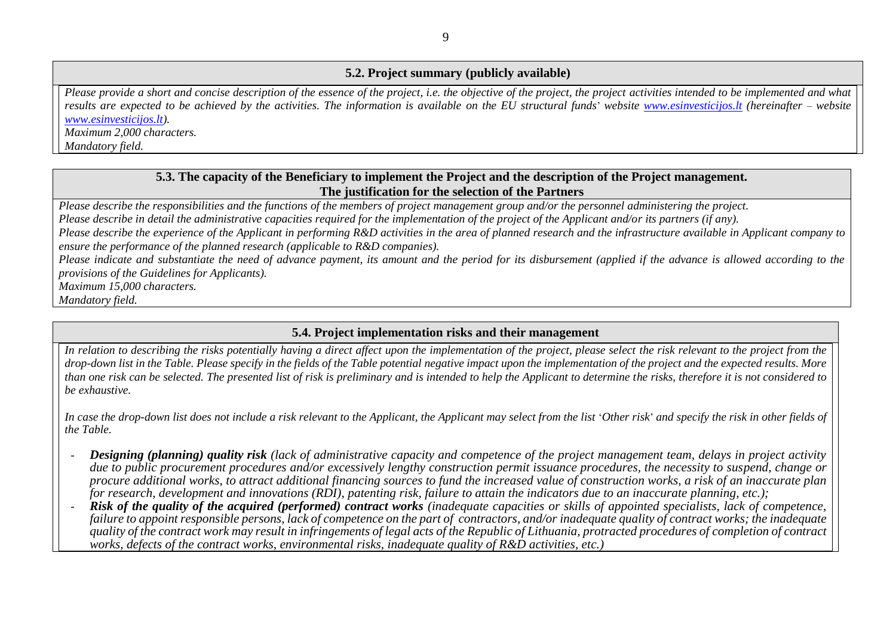## 5.2. Project summary (publicly available)

*Please provide a short and concise description of the essence of the project, i.e. the objective of the project, the project activities intended to be implemented and what results are expected to be achieved by the activities. The information is available on the EU structural funds' website [www.esinvesticijos.lt](www.esinvesticijos.lt) (hereinafter – website [www.esinvesticijos.lt](www.esinvesticijos.lt)).*

*Maximum 2,000 characters.*

*Mandatory field.*

## 5.3. The capacity of the Beneficiary to implement the Project and the description of the Project management. The justification for the selection of the Partners

*Please describe the responsibilities and the functions of the members of project management group and/or the personnel administering the project.*

*Please describe in detail the administrative capacities required for the implementation of the project of the Applicant and/or its partners (if any).*

*Please describe the experience of the Applicant in performing R&D activities in the area of planned research and the infrastructure available in Applicant company to ensure the performance of the planned research (applicable to R&D companies).*

*Please indicate and substantiate the need of advance payment, its amount and the period for its disbursement (applied if the advance is allowed according to the provisions of the Guidelines for Applicants).*

*Maximum 15,000 characters.*

*Mandatory field.*

## 5.4. Project implementation risks and their management

*In relation to describing the risks potentially having a direct affect upon the implementation of the project, please select the risk relevant to the project from the drop-down list in the Table. Please specify in the fields of the Table potential negative impact upon the implementation of the project and the expected results. More than one risk can be selected. The presented list of risk is preliminary and is intended to help the Applicant to determine the risks, therefore it is not considered to be exhaustive.*

*In case the drop-down list does not include a risk relevant to the Applicant, the Applicant may select from the list 'Other risk' and specify the risk in other fields of the Table.*

- ***Designing (planning) quality risk** (lack of administrative capacity and competence of the project management team, delays in project activity due to public procurement procedures and/or excessively lengthy construction permit issuance procedures, the necessity to suspend, change or procure additional works, to attract additional financing sources to fund the increased value of construction works, a risk of an inaccurate plan for research, development and innovations (RDI), patenting risk, failure to attain the indicators due to an inaccurate planning, etc.);*
- ***Risk of the quality of the acquired (performed) contract works** (inadequate capacities or skills of appointed specialists, lack of competence, failure to appoint responsible persons, lack of competence on the part of contractors, and/or inadequate quality of contract works; the inadequate quality of the contract work may result in infringements of legal acts of the Republic of Lithuania, protracted procedures of completion of contract works, defects of the contract works, environmental risks, inadequate quality of R&D activities, etc.)*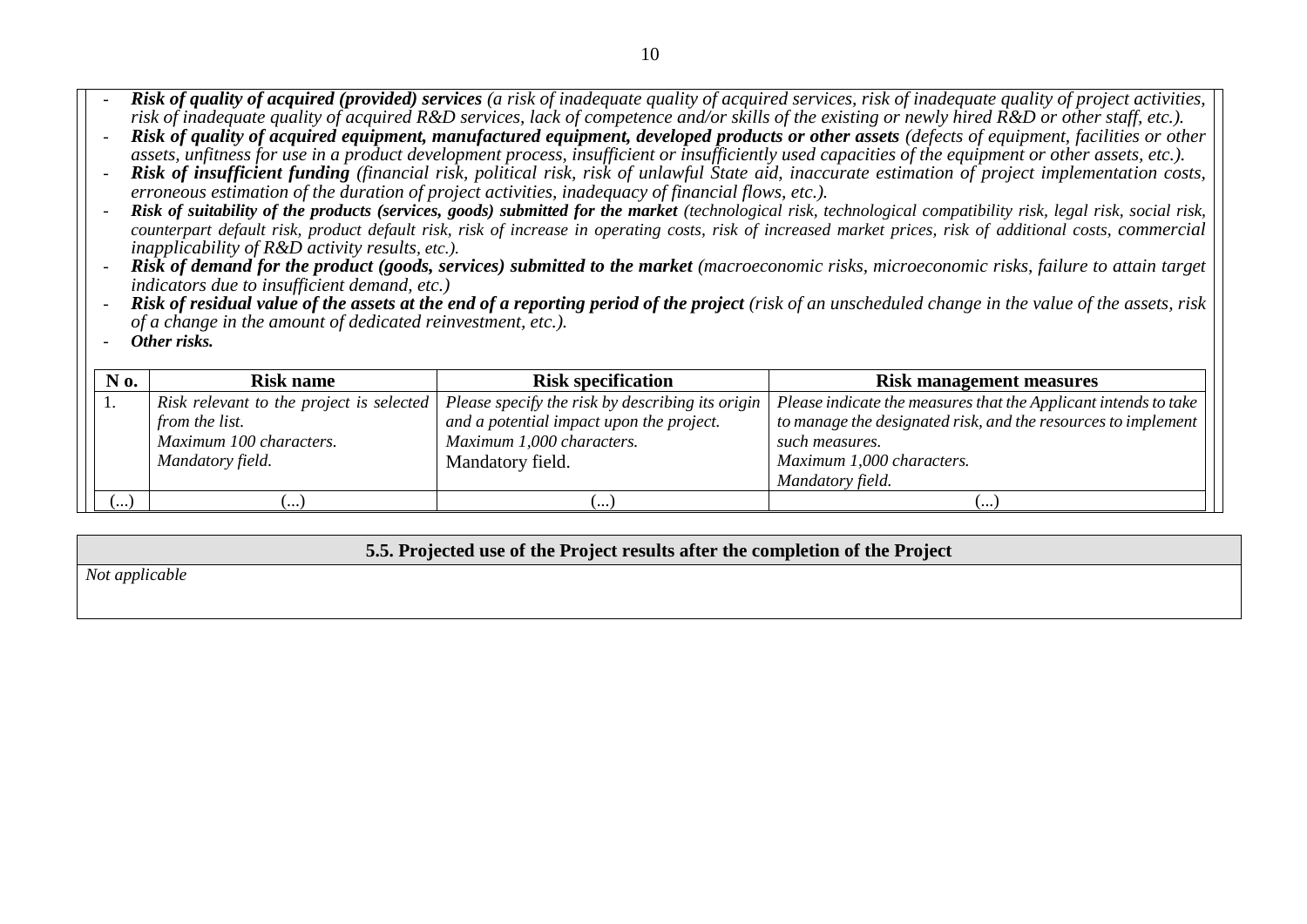- ***Risk of quality of acquired (provided) services*** *(a risk of inadequate quality of acquired services, risk of inadequate quality of project activities, risk of inadequate quality of acquired R&D services, lack of competence and/or skills of the existing or newly hired R&D or other staff, etc.).*
- ***Risk of quality of acquired equipment, manufactured equipment, developed products or other assets*** *(defects of equipment, facilities or other assets, unfitness for use in a product development process, insufficient or insufficiently used capacities of the equipment or other assets, etc.).*
- ***Risk of insufficient funding*** *(financial risk, political risk, risk of unlawful State aid, inaccurate estimation of project implementation costs, erroneous estimation of the duration of project activities, inadequacy of financial flows, etc.).*
- ***Risk of suitability of the products (services, goods) submitted for the market*** *(technological risk, technological compatibility risk, legal risk, social risk, counterpart default risk, product default risk, risk of increase in operating costs, risk of increased market prices, risk of additional costs, commercial inapplicability of R&D activity results, etc.).*
- ***Risk of demand for the product (goods, services) submitted to the market*** *(macroeconomic risks, microeconomic risks, failure to attain target indicators due to insufficient demand, etc.)*
- ***Risk of residual value of the assets at the end of a reporting period of the project*** *(risk of an unscheduled change in the value of the assets, risk of a change in the amount of dedicated reinvestment, etc.).*
- ***Other risks.***

| N o. | Risk name | Risk specification | Risk management measures |
|---|---|---|---|
| 1. | *Risk relevant to the project is selected from the list.*<br>*Maximum 100 characters.*<br>*Mandatory field.* | *Please specify the risk by describing its origin and a potential impact upon the project.*<br>*Maximum 1,000 characters.*<br>Mandatory field. | *Please indicate the measures that the Applicant intends to take to manage the designated risk, and the resources to implement such measures.*<br>*Maximum 1,000 characters.*<br>*Mandatory field.* |
| (...) | (...) | (...) | (...) |

| **5.5. Projected use of the Project results after the completion of the Project** |
|---|
| *Not applicable* |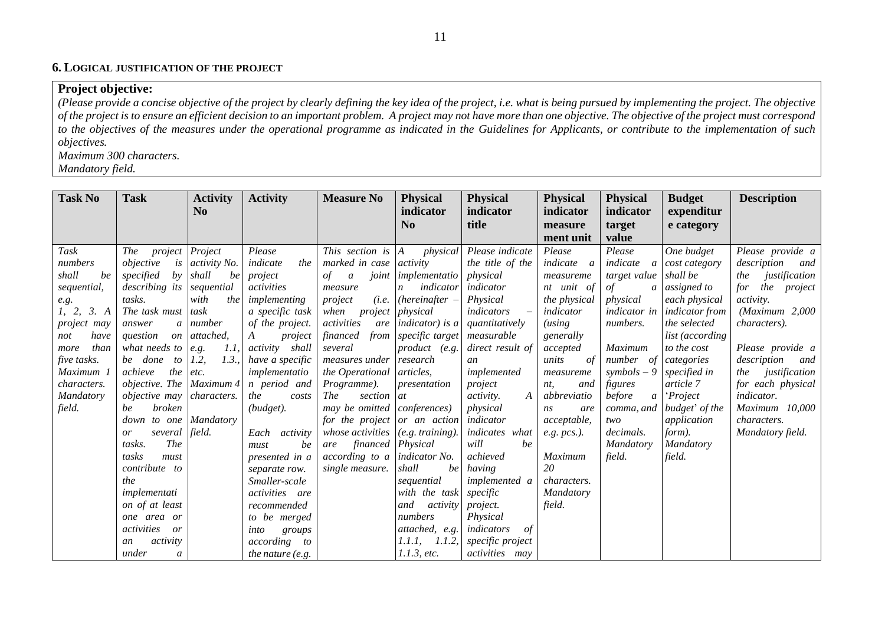### 6. Logical justification of the project

| **Project objective:** |
|---|
| *(Please provide a concise objective of the project by clearly defining the key idea of the project, i.e. what is being pursued by implementing the project. The objective of the project is to ensure an efficient decision to an important problem. A project may not have more than one objective. The objective of the project must correspond to the objectives of the measures under the operational programme as indicated in the Guidelines for Applicants, or contribute to the implementation of such objectives.* *Maximum 300 characters.* *Mandatory field.* |

| Task No | Task | Activity No | Activity | Measure No | Physical indicator No | Physical indicator title | Physical indicator measurement unit | Physical indicator target value | Budget expenditure category | Description |
|---|---|---|---|---|---|---|---|---|---|---|
| *Task numbers shall be sequential, e.g. 1, 2, 3. A project may not have more than five tasks. Maximum 1 characters. Mandatory field.* | *The project objective is specified by describing its tasks. The task must answer a question on what needs to be done to achieve the objective. The objective may be broken down to one or several tasks. The tasks must contribute to the implementation of at least one area or activities or an activity under a* | *Project activity No. shall be sequential with the task number attached, e.g. 1.1, 1.2, 1.3., etc. Maximum 4 characters. Mandatory field.* | *Please indicate the project activities implementing a specific task of the project. A project activity shall have a specific implementation period and the costs (budget). Each activity must be presented in a separate row. Smaller-scale activities are recommended to be merged into groups according to the nature (e.g.* | *This section is marked in case of a joint measure project (i.e. when project activities are financed from several measures under the Operational Programme). The section may be omitted for the project whose activities are financed according to a single measure.* | *A physical activity implementation indicator (hereinafter – physical indicator) is a specific target product (e.g. research articles, presentation at conferences) or an action (e.g. training). Physical indicator No. shall be sequential with the task and activity numbers attached, e.g. 1.1.1, 1.1.2, 1.1.3, etc.* | *Please indicate the title of the physical indicator. Physical indicators – quantitatively measurable direct result of an implemented project activity. A physical indicator indicates what will be achieved having implemented a specific project. Physical indicators of specific project activities may* | *Please indicate a measurement unit of the physical indicator (using generally accepted units of measurement, and abbreviations are acceptable, e.g. pcs.). Maximum 20 characters. Mandatory field.* | *Please indicate a target value of a physical indicator in numbers. Maximum number of symbols – 9 figures before a comma, and two decimals. Mandatory field.* | *One budget cost category shall be assigned to each physical indicator from the selected list (according to the cost categories specified in article 7 'Project budget' of the application form). Mandatory field.* | *Please provide a description and the justification for the project activity. (Maximum 2,000 characters). Please provide a description and the justification for each physical indicator. Maximum 10,000 characters. Mandatory field.* |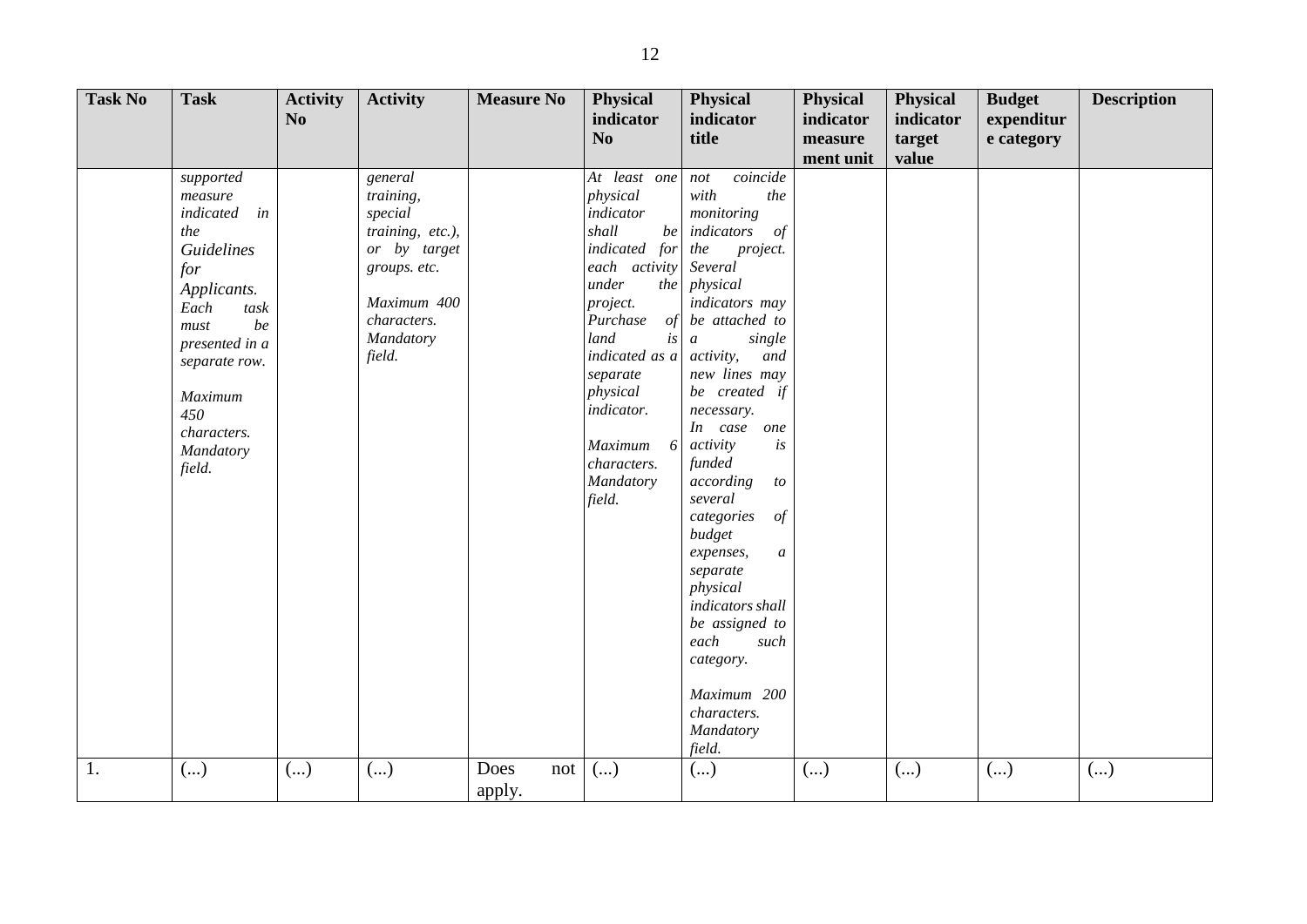| Task No | Task | Activity No | Activity | Measure No | Physical indicator No | Physical indicator title | Physical indicator measurement unit | Physical indicator target value | Budget expenditure category | Description |
|---|---|---|---|---|---|---|---|---|---|---|
| | *supported measure indicated in the Guidelines for Applicants. Each task must be presented in a separate row.*<br><br>*Maximum 450 characters. Mandatory field.* | | *general training, special training, etc.), or by target groups. etc.*<br><br>*Maximum 400 characters. Mandatory field.* | | *At least one physical indicator shall be indicated for each activity under the project. Purchase of land is indicated as a separate physical indicator.*<br><br>*Maximum 6 characters. Mandatory field.* | *not coincide with the monitoring indicators of the project. Several physical indicators may be attached to a single activity, and new lines may be created if necessary. In case one activity is funded according to several categories of budget expenses, a separate physical indicators shall be assigned to each such category.*<br><br>*Maximum 200 characters. Mandatory field.* | | | | |
| 1. | (...) | (...) | (...) | Does not apply. | (...) | (...) | (...) | (...) | (...) | (...) |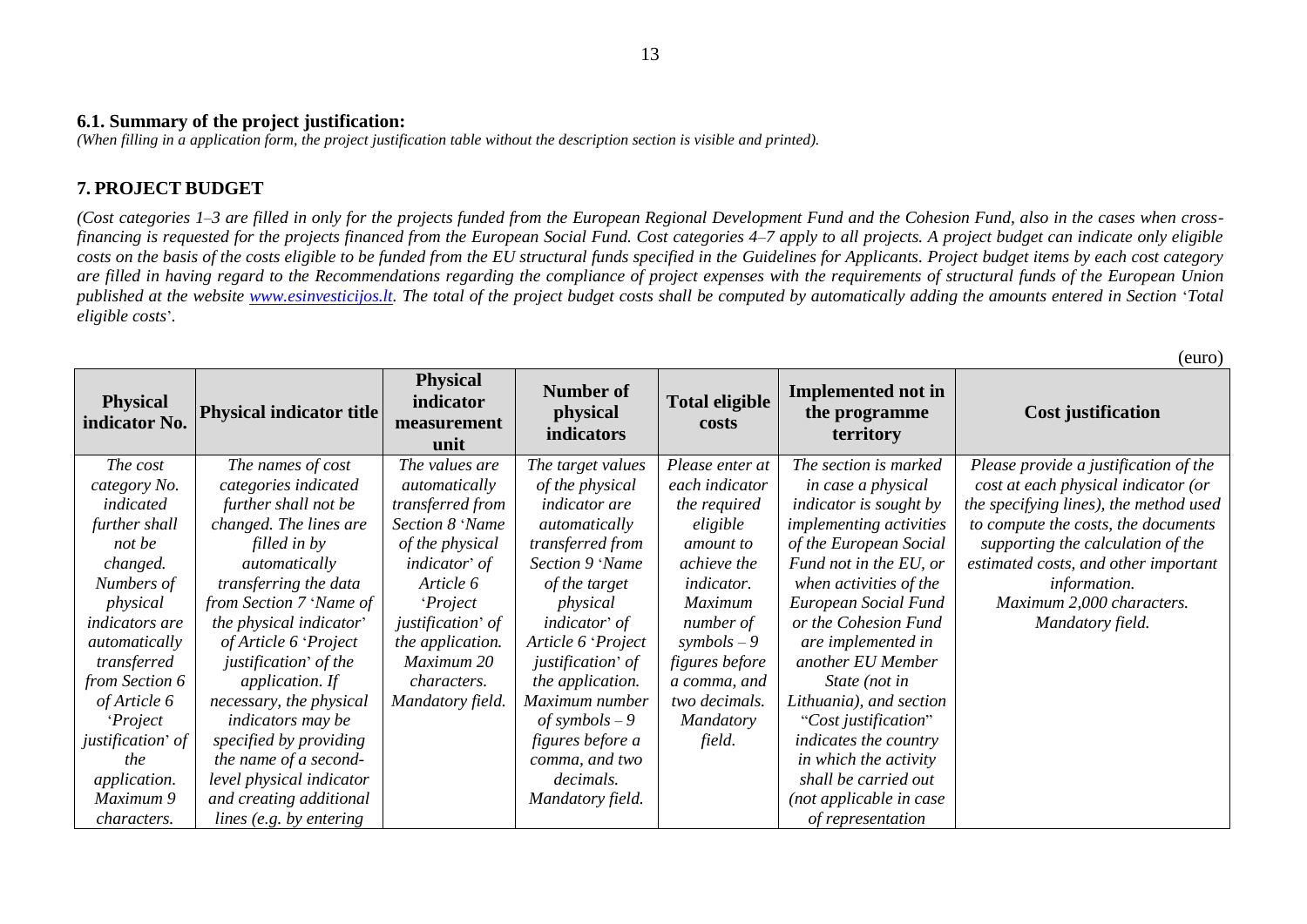### 6.1. Summary of the project justification:

*(When filling in a application form, the project justification table without the description section is visible and printed).*

## 7. PROJECT BUDGET

*(Cost categories 1–3 are filled in only for the projects funded from the European Regional Development Fund and the Cohesion Fund, also in the cases when cross-financing is requested for the projects financed from the European Social Fund. Cost categories 4–7 apply to all projects. A project budget can indicate only eligible costs on the basis of the costs eligible to be funded from the EU structural funds specified in the Guidelines for Applicants. Project budget items by each cost category are filled in having regard to the Recommendations regarding the compliance of project expenses with the requirements of structural funds of the European Union published at the website [www.esinvesticijos.lt](http://www.esinvesticijos.lt). The total of the project budget costs shall be computed by automatically adding the amounts entered in Section 'Total eligible costs'.*

(euro)

| Physical indicator No. | Physical indicator title | Physical indicator measurement unit | Number of physical indicators | Total eligible costs | Implemented not in the programme territory | Cost justification |
|---|---|---|---|---|---|---|
| *The cost category No. indicated further shall not be changed. Numbers of physical indicators are automatically transferred from Section 6 of Article 6 'Project justification' of the application. Maximum 9 characters.* | *The names of cost categories indicated further shall not be changed. The lines are filled in by automatically transferring the data from Section 7 'Name of the physical indicator' of Article 6 'Project justification' of the application. If necessary, the physical indicators may be specified by providing the name of a second-level physical indicator and creating additional lines (e.g. by entering* | *The values are automatically transferred from Section 8 'Name of the physical indicator' of Article 6 'Project justification' of the application. Maximum 20 characters. Mandatory field.* | *The target values of the physical indicator are automatically transferred from Section 9 'Name of the target physical indicator' of Article 6 'Project justification' of the application. Maximum number of symbols – 9 figures before a comma, and two decimals. Mandatory field.* | *Please enter at each indicator the required eligible amount to achieve the indicator. Maximum number of symbols – 9 figures before a comma, and two decimals. Mandatory field.* | *The section is marked in case a physical indicator is sought by implementing activities of the European Social Fund not in the EU, or when activities of the European Social Fund or the Cohesion Fund are implemented in another EU Member State (not in Lithuania), and section "Cost justification" indicates the country in which the activity shall be carried out (not applicable in case of representation* | *Please provide a justification of the cost at each physical indicator (or the specifying lines), the method used to compute the costs, the documents supporting the calculation of the estimated costs, and other important information. Maximum 2,000 characters. Mandatory field.* |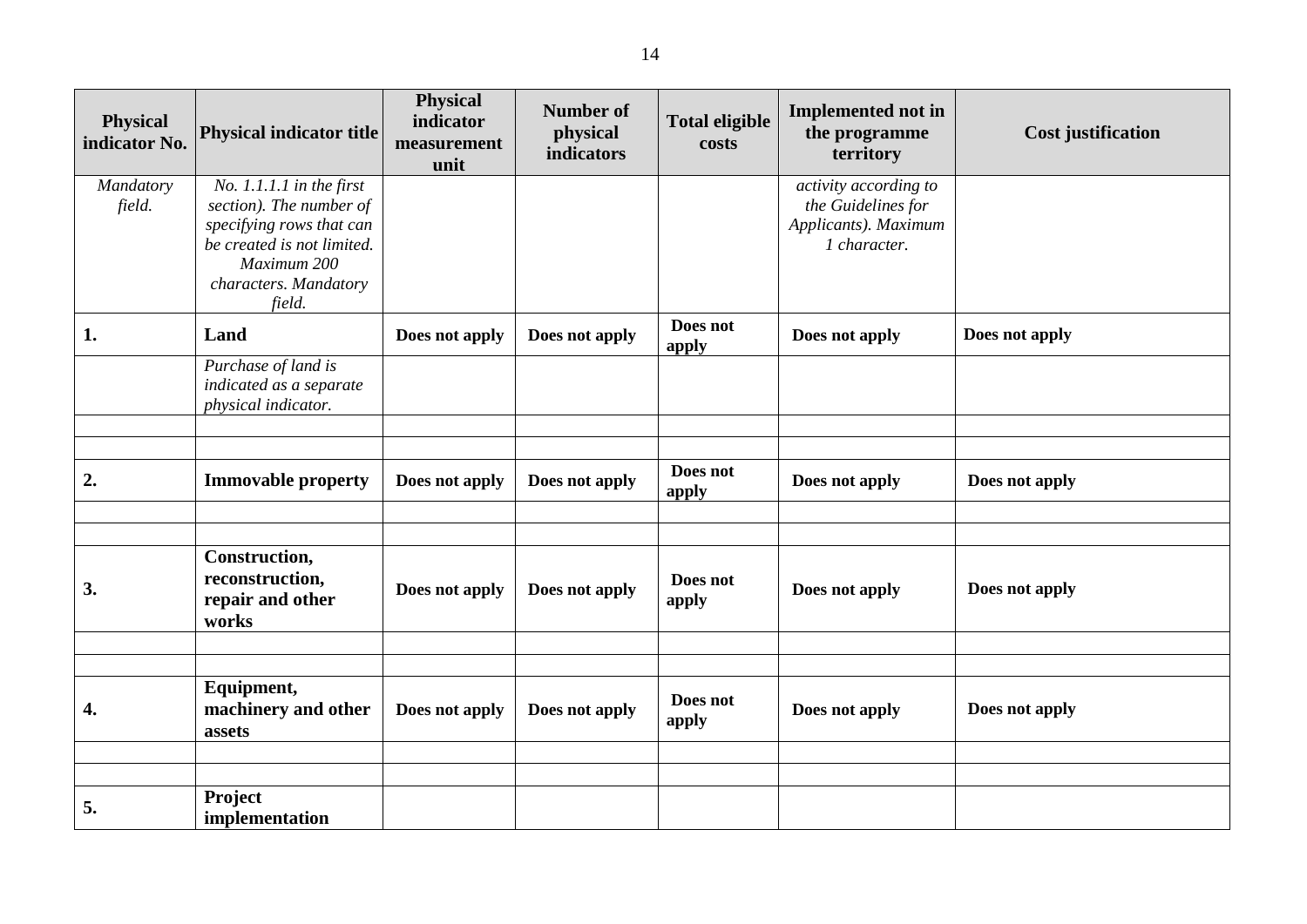| Physical indicator No. | Physical indicator title | Physical indicator measurement unit | Number of physical indicators | Total eligible costs | Implemented not in the programme territory | Cost justification |
|---|---|---|---|---|---|---|
| *Mandatory field.* | *No. 1.1.1.1 in the first section). The number of specifying rows that can be created is not limited. Maximum 200 characters. Mandatory field.* | | | | *activity according to the Guidelines for Applicants). Maximum 1 character.* | |
| **1.** | **Land** | **Does not apply** | **Does not apply** | **Does not apply** | **Does not apply** | **Does not apply** |
| | *Purchase of land is indicated as a separate physical indicator.* | | | | | |
| | | | | | | |
| | | | | | | |
| **2.** | **Immovable property** | **Does not apply** | **Does not apply** | **Does not apply** | **Does not apply** | **Does not apply** |
| | | | | | | |
| | | | | | | |
| **3.** | **Construction, reconstruction, repair and other works** | **Does not apply** | **Does not apply** | **Does not apply** | **Does not apply** | **Does not apply** |
| | | | | | | |
| | | | | | | |
| **4.** | **Equipment, machinery and other assets** | **Does not apply** | **Does not apply** | **Does not apply** | **Does not apply** | **Does not apply** |
| | | | | | | |
| | | | | | | |
| **5.** | **Project implementation** | | | | | |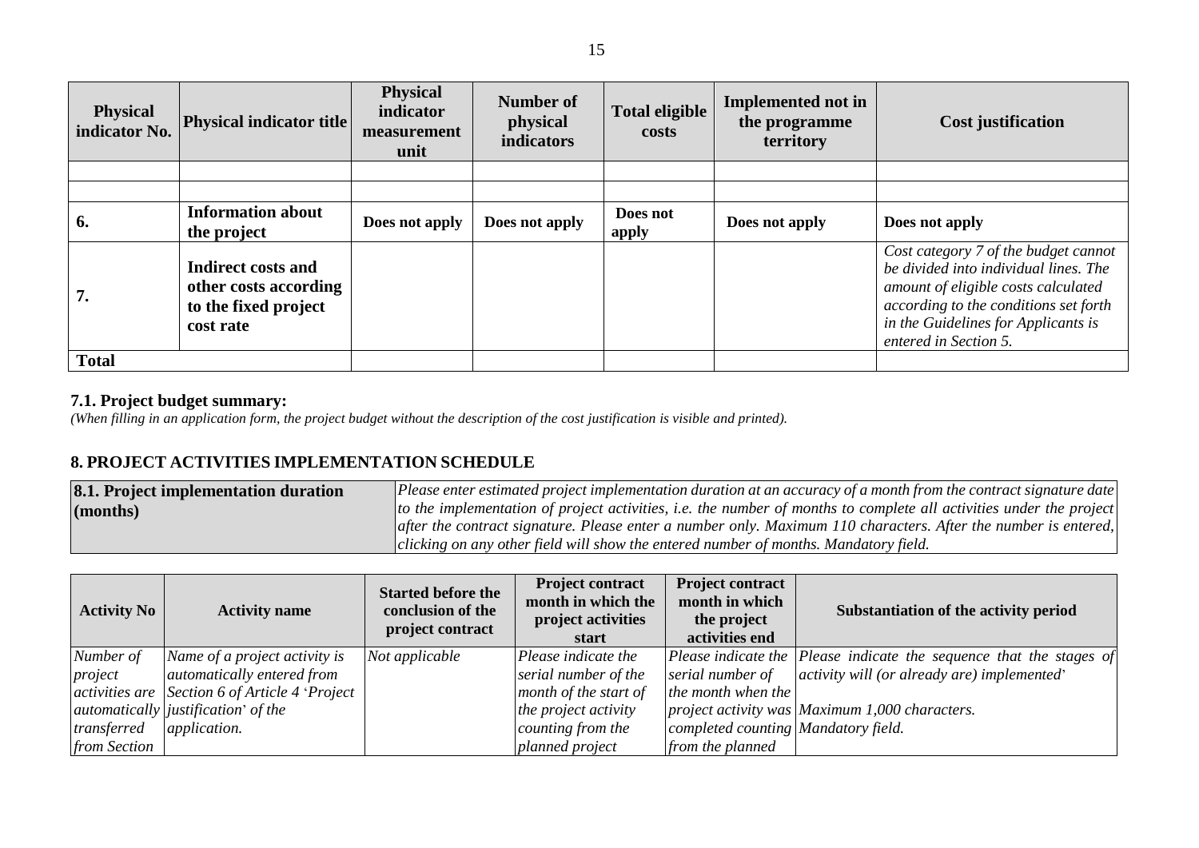| Physical indicator No. | Physical indicator title | Physical indicator measurement unit | Number of physical indicators | Total eligible costs | Implemented not in the programme territory | Cost justification |
|---|---|---|---|---|---|---|
| | | | | | | |
| | | | | | | |
| **6.** | **Information about the project** | **Does not apply** | **Does not apply** | **Does not apply** | **Does not apply** | **Does not apply** |
| **7.** | **Indirect costs and other costs according to the fixed project cost rate** | | | | | *Cost category 7 of the budget cannot be divided into individual lines. The amount of eligible costs calculated according to the conditions set forth in the Guidelines for Applicants is entered in Section 5.* |
| **Total** | | | | | | |

### 7.1. Project budget summary:

*(When filling in an application form, the project budget without the description of the cost justification is visible and printed).*

## 8. PROJECT ACTIVITIES IMPLEMENTATION SCHEDULE

| **8.1. Project implementation duration (months)** | *Please enter estimated project implementation duration at an accuracy of a month from the contract signature date to the implementation of project activities, i.e. the number of months to complete all activities under the project after the contract signature. Please enter a number only. Maximum 110 characters. After the number is entered, clicking on any other field will show the entered number of months. Mandatory field.* |
|---|---|

| Activity No | Activity name | Started before the conclusion of the project contract | Project contract month in which the project activities start | Project contract month in which the project activities end | Substantiation of the activity period |
|---|---|---|---|---|---|
| *Number of project activities are automatically transferred from Section* | *Name of a project activity is automatically entered from Section 6 of Article 4 'Project justification' of the application.* | *Not applicable* | *Please indicate the serial number of the month of the start of the project activity counting from the planned project* | *Please indicate the serial number of the month when the project activity was completed counting from the planned* | *Please indicate the sequence that the stages of activity will (or already are) implemented' Maximum 1,000 characters. Mandatory field.* |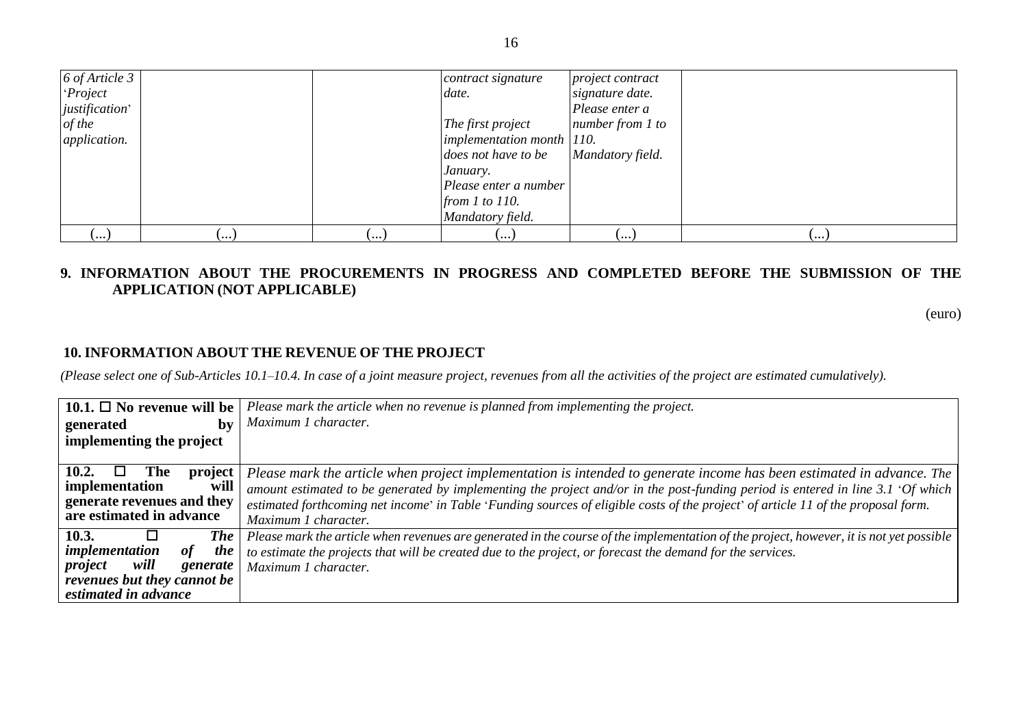| | | | | | |
|---|---|---|---|---|---|
| *6 of Article 3 'Project justification' of the application.* | | | *contract signature date.*<br><br>*The first project implementation month does not have to be January.*<br>*Please enter a number from 1 to 110.*<br>*Mandatory field.* | *project contract signature date.*<br>*Please enter a number from 1 to 110.*<br>*Mandatory field.* | |
| (...) | (...) | (...) | (...) | (...) | (...) |

## 9. INFORMATION ABOUT THE PROCUREMENTS IN PROGRESS AND COMPLETED BEFORE THE SUBMISSION OF THE APPLICATION (NOT APPLICABLE)

(euro)

## 10. INFORMATION ABOUT THE REVENUE OF THE PROJECT

*(Please select one of Sub-Articles 10.1–10.4. In case of a joint measure project, revenues from all the activities of the project are estimated cumulatively).*

| | |
|---|---|
| **10.1. ☐ No revenue will be generated by implementing the project** | *Please mark the article when no revenue is planned from implementing the project.*<br>*Maximum 1 character.* |
| **10.2. ☐ The project implementation will generate revenues and they are estimated in advance** | *Please mark the article when project implementation is intended to generate income has been estimated in advance. The amount estimated to be generated by implementing the project and/or in the post-funding period is entered in line 3.1 'Of which estimated forthcoming net income' in Table 'Funding sources of eligible costs of the project' of article 11 of the proposal form.*<br>*Maximum 1 character.* |
| ***10.3. ☐ The implementation of the project will generate revenues but they cannot be estimated in advance*** | *Please mark the article when revenues are generated in the course of the implementation of the project, however, it is not yet possible to estimate the projects that will be created due to the project, or forecast the demand for the services.*<br>*Maximum 1 character.* |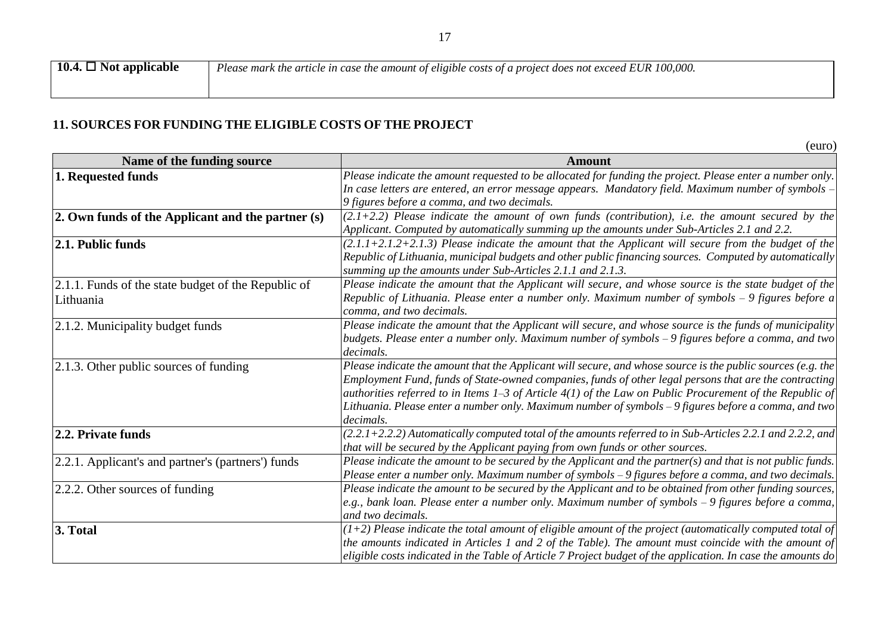| 10.4. ☐ **Not applicable** | *Please mark the article in case the amount of eligible costs of a project does not exceed EUR 100,000.* |
|---|---|

## 11. SOURCES FOR FUNDING THE ELIGIBLE COSTS OF THE PROJECT

(euro)

| Name of the funding source | Amount |
|---|---|
| **1. Requested funds** | *Please indicate the amount requested to be allocated for funding the project. Please enter a number only. In case letters are entered, an error message appears. Mandatory field. Maximum number of symbols – 9 figures before a comma, and two decimals.* |
| **2. Own funds of the Applicant and the partner (s)** | *(2.1+2.2) Please indicate the amount of own funds (contribution), i.e. the amount secured by the Applicant. Computed by automatically summing up the amounts under Sub-Articles 2.1 and 2.2.* |
| **2.1. Public funds** | *(2.1.1+2.1.2+2.1.3) Please indicate the amount that the Applicant will secure from the budget of the Republic of Lithuania, municipal budgets and other public financing sources. Computed by automatically summing up the amounts under Sub-Articles 2.1.1 and 2.1.3.* |
| 2.1.1. Funds of the state budget of the Republic of Lithuania | *Please indicate the amount that the Applicant will secure, and whose source is the state budget of the Republic of Lithuania. Please enter a number only. Maximum number of symbols – 9 figures before a comma, and two decimals.* |
| 2.1.2. Municipality budget funds | *Please indicate the amount that the Applicant will secure, and whose source is the funds of municipality budgets. Please enter a number only. Maximum number of symbols – 9 figures before a comma, and two decimals.* |
| 2.1.3. Other public sources of funding | *Please indicate the amount that the Applicant will secure, and whose source is the public sources (e.g. the Employment Fund, funds of State-owned companies, funds of other legal persons that are the contracting authorities referred to in Items 1–3 of Article 4(1) of the Law on Public Procurement of the Republic of Lithuania. Please enter a number only. Maximum number of symbols – 9 figures before a comma, and two decimals.* |
| **2.2. Private funds** | *(2.2.1+2.2.2) Automatically computed total of the amounts referred to in Sub-Articles 2.2.1 and 2.2.2, and that will be secured by the Applicant paying from own funds or other sources.* |
| 2.2.1. Applicant's and partner's (partners') funds | *Please indicate the amount to be secured by the Applicant and the partner(s) and that is not public funds. Please enter a number only. Maximum number of symbols – 9 figures before a comma, and two decimals.* |
| 2.2.2. Other sources of funding | *Please indicate the amount to be secured by the Applicant and to be obtained from other funding sources, e.g., bank loan. Please enter a number only. Maximum number of symbols – 9 figures before a comma, and two decimals.* |
| **3. Total** | *(1+2) Please indicate the total amount of eligible amount of the project (automatically computed total of the amounts indicated in Articles 1 and 2 of the Table). The amount must coincide with the amount of eligible costs indicated in the Table of Article 7 Project budget of the application. In case the amounts do* |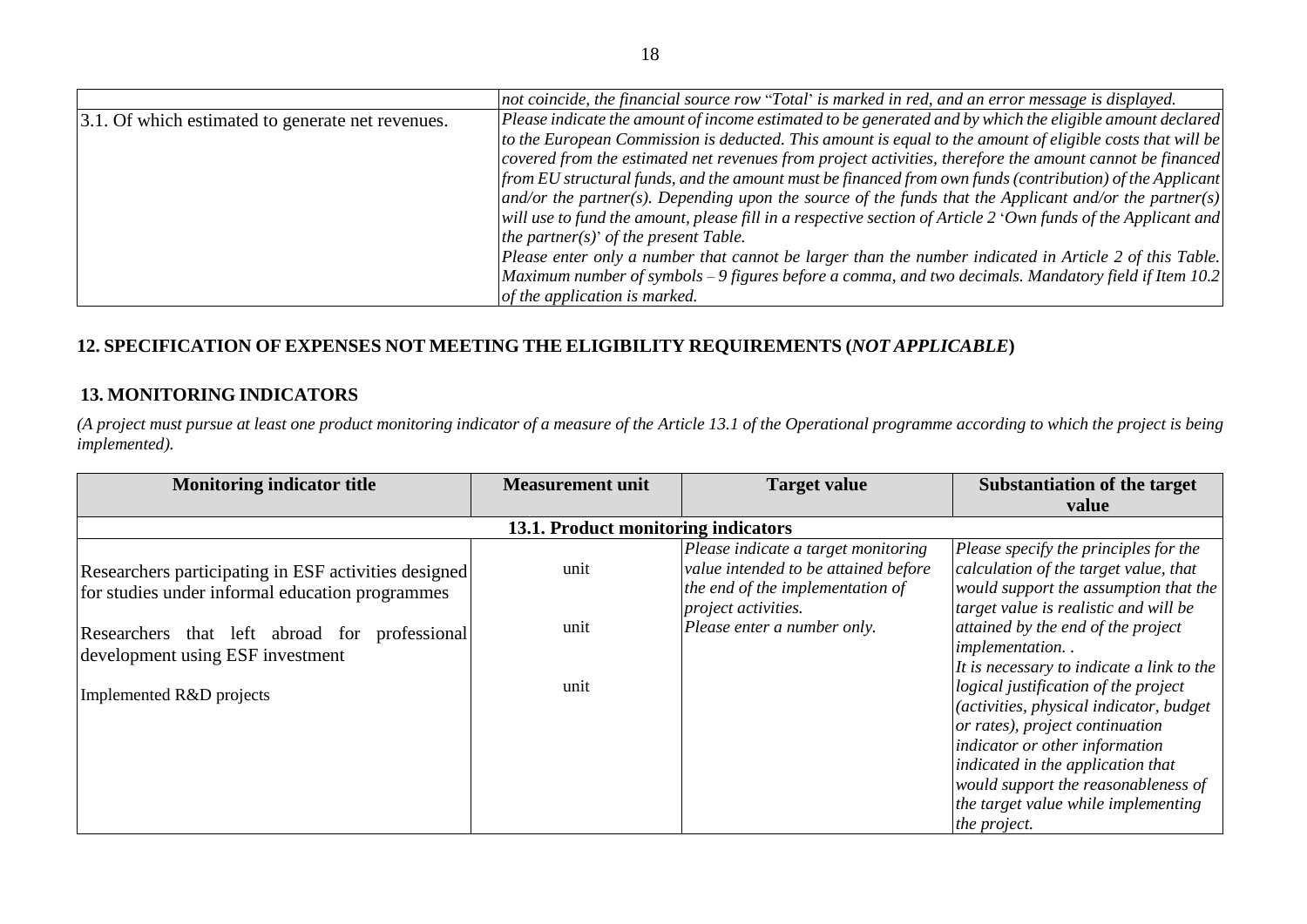| | |
|---|---|
| | *not coincide, the financial source row "Total' is marked in red, and an error message is displayed.* |
| 3.1. Of which estimated to generate net revenues. | *Please indicate the amount of income estimated to be generated and by which the eligible amount declared to the European Commission is deducted. This amount is equal to the amount of eligible costs that will be covered from the estimated net revenues from project activities, therefore the amount cannot be financed from EU structural funds, and the amount must be financed from own funds (contribution) of the Applicant and/or the partner(s). Depending upon the source of the funds that the Applicant and/or the partner(s) will use to fund the amount, please fill in a respective section of Article 2 'Own funds of the Applicant and the partner(s)' of the present Table.*<br>*Please enter only a number that cannot be larger than the number indicated in Article 2 of this Table. Maximum number of symbols – 9 figures before a comma, and two decimals. Mandatory field if Item 10.2 of the application is marked.* |

## 12. SPECIFICATION OF EXPENSES NOT MEETING THE ELIGIBILITY REQUIREMENTS (*NOT APPLICABLE*)

## 13. MONITORING INDICATORS

*(A project must pursue at least one product monitoring indicator of a measure of the Article 13.1 of the Operational programme according to which the project is being implemented).*

| Monitoring indicator title | Measurement unit | Target value | Substantiation of the target value |
|---|---|---|---|
| **13.1. Product monitoring indicators** | | | |
| Researchers participating in ESF activities designed for studies under informal education programmes<br><br>Researchers that left abroad for professional development using ESF investment<br><br>Implemented R&D projects | unit<br><br>unit<br><br>unit | *Please indicate a target monitoring value intended to be attained before the end of the implementation of project activities.*<br>*Please enter a number only.* | *Please specify the principles for the calculation of the target value, that would support the assumption that the target value is realistic and will be attained by the end of the project implementation. .*<br>*It is necessary to indicate a link to the logical justification of the project (activities, physical indicator, budget or rates), project continuation indicator or other information indicated in the application that would support the reasonableness of the target value while implementing the project.* |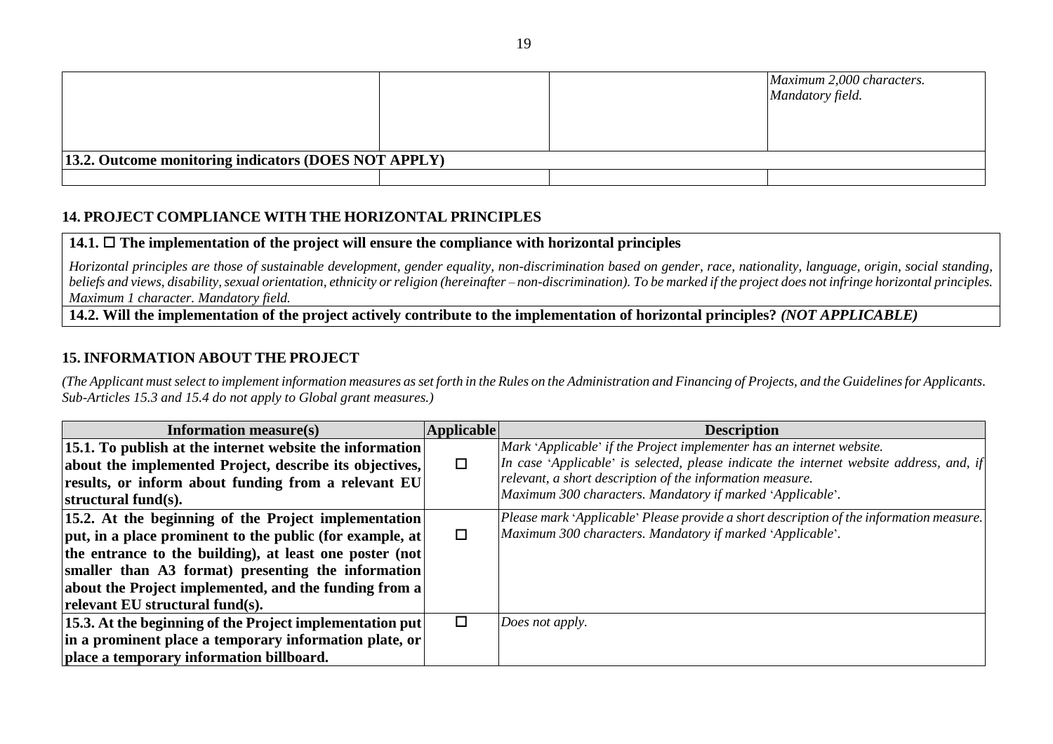| | | | |
|---|---|---|---|
| | | | *Maximum 2,000 characters. Mandatory field.* |
| **13.2. Outcome monitoring indicators (DOES NOT APPLY)** | | | |
| | | | |

## 14. PROJECT COMPLIANCE WITH THE HORIZONTAL PRINCIPLES

**14.1. ☐ The implementation of the project will ensure the compliance with horizontal principles**

*Horizontal principles are those of sustainable development, gender equality, non-discrimination based on gender, race, nationality, language, origin, social standing, beliefs and views, disability, sexual orientation, ethnicity or religion (hereinafter – non-discrimination). To be marked if the project does not infringe horizontal principles. Maximum 1 character. Mandatory field.*

**14.2. Will the implementation of the project actively contribute to the implementation of horizontal principles?** ***(NOT APPLICABLE)***

## 15. INFORMATION ABOUT THE PROJECT

*(The Applicant must select to implement information measures as set forth in the Rules on the Administration and Financing of Projects, and the Guidelines for Applicants. Sub-Articles 15.3 and 15.4 do not apply to Global grant measures.)*

| Information measure(s) | Applicable | Description |
|---|---|---|
| **15.1. To publish at the internet website the information about the implemented Project, describe its objectives, results, or inform about funding from a relevant EU structural fund(s).** | ☐ | *Mark 'Applicable' if the Project implementer has an internet website. In case 'Applicable' is selected, please indicate the internet website address, and, if relevant, a short description of the information measure. Maximum 300 characters. Mandatory if marked 'Applicable'.* |
| **15.2. At the beginning of the Project implementation put, in a place prominent to the public (for example, at the entrance to the building), at least one poster (not smaller than A3 format) presenting the information about the Project implemented, and the funding from a relevant EU structural fund(s).** | ☐ | *Please mark 'Applicable' Please provide a short description of the information measure. Maximum 300 characters. Mandatory if marked 'Applicable'.* |
| **15.3. At the beginning of the Project implementation put in a prominent place a temporary information plate, or place a temporary information billboard.** | ☐ | *Does not apply.* |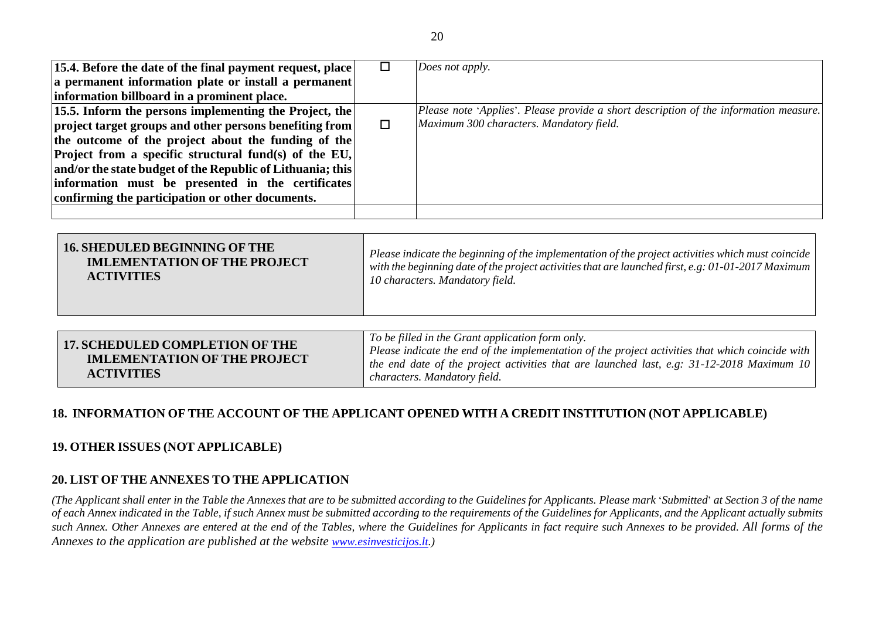| 15.4. Before the date of the final payment request, place a permanent information plate or install a permanent information billboard in a prominent place. | ☐ | *Does not apply.* |
|---|---|---|
| **15.5. Inform the persons implementing the Project, the project target groups and other persons benefiting from the outcome of the project about the funding of the Project from a specific structural fund(s) of the EU, and/or the state budget of the Republic of Lithuania; this information must be presented in the certificates confirming the participation or other documents.** | ☐ | *Please note 'Applies'. Please provide a short description of the information measure. Maximum 300 characters. Mandatory field.* |
| | | |

| **16. SHEDULED BEGINNING OF THE IMLEMENTATION OF THE PROJECT ACTIVITIES** | *Please indicate the beginning of the implementation of the project activities which must coincide with the beginning date of the project activities that are launched first, e.g: 01-01-2017 Maximum 10 characters. Mandatory field.* |
|---|---|

| **17. SCHEDULED COMPLETION OF THE IMLEMENTATION OF THE PROJECT ACTIVITIES** | *To be filled in the Grant application form only. Please indicate the end of the implementation of the project activities that which coincide with the end date of the project activities that are launched last, e.g: 31-12-2018 Maximum 10 characters. Mandatory field.* |
|---|---|

## 18. INFORMATION OF THE ACCOUNT OF THE APPLICANT OPENED WITH A CREDIT INSTITUTION (NOT APPLICABLE)

## 19. OTHER ISSUES (NOT APPLICABLE)

## 20. LIST OF THE ANNEXES TO THE APPLICATION

*(The Applicant shall enter in the Table the Annexes that are to be submitted according to the Guidelines for Applicants. Please mark 'Submitted' at Section 3 of the name of each Annex indicated in the Table, if such Annex must be submitted according to the requirements of the Guidelines for Applicants, and the Applicant actually submits such Annex. Other Annexes are entered at the end of the Tables, where the Guidelines for Applicants in fact require such Annexes to be provided. All forms of the Annexes to the application are published at the website [www.esinvesticijos.lt](http://www.esinvesticijos.lt).)*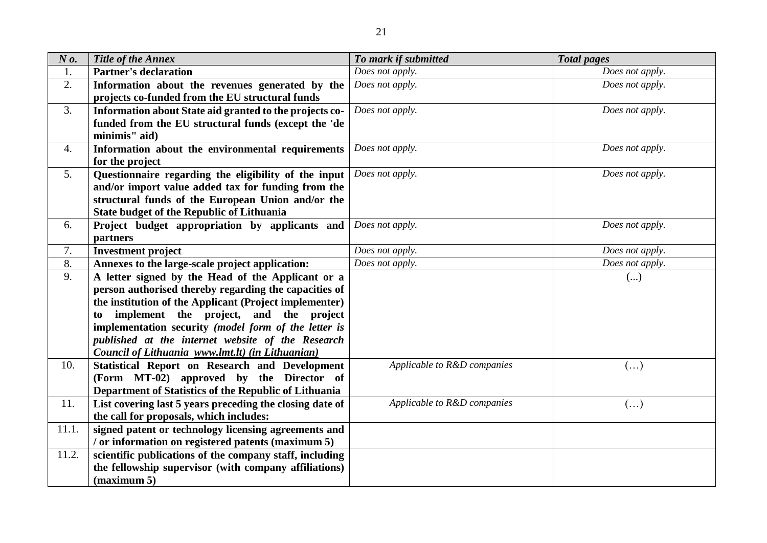| *N o.* | ***Title of the Annex*** | ***To mark if submitted*** | ***Total pages*** |
|---|---|---|---|
| 1. | **Partner's declaration** | *Does not apply.* | *Does not apply.* |
| 2. | **Information about the revenues generated by the projects co-funded from the EU structural funds** | *Does not apply.* | *Does not apply.* |
| 3. | **Information about State aid granted to the projects co-funded from the EU structural funds (except the 'de minimis" aid)** | *Does not apply.* | *Does not apply.* |
| 4. | **Information about the environmental requirements for the project** | *Does not apply.* | *Does not apply.* |
| 5. | **Questionnaire regarding the eligibility of the input and/or import value added tax for funding from the structural funds of the European Union and/or the State budget of the Republic of Lithuania** | *Does not apply.* | *Does not apply.* |
| 6. | **Project budget appropriation by applicants and partners** | *Does not apply.* | *Does not apply.* |
| 7. | **Investment project** | *Does not apply.* | *Does not apply.* |
| 8. | **Annexes to the large-scale project application:** | *Does not apply.* | *Does not apply.* |
| 9. | **A letter signed by the Head of the Applicant or a person authorised thereby regarding the capacities of the institution of the Applicant (Project implementer) to implement the project, and the project implementation security *(model form of the letter is published at the internet website of the Research Council of Lithuania www.lmt.lt) (in Lithuanian)*** | | (...) |
| 10. | **Statistical Report on Research and Development (Form MT-02) approved by the Director of Department of Statistics of the Republic of Lithuania** | *Applicable to R&D companies* | (…) |
| 11. | **List covering last 5 years preceding the closing date of the call for proposals, which includes:** | *Applicable to R&D companies* | (…) |
| 11.1. | **signed patent or technology licensing agreements and / or information on registered patents (maximum 5)** | | |
| 11.2. | **scientific publications of the company staff, including the fellowship supervisor (with company affiliations) (maximum 5)** | | |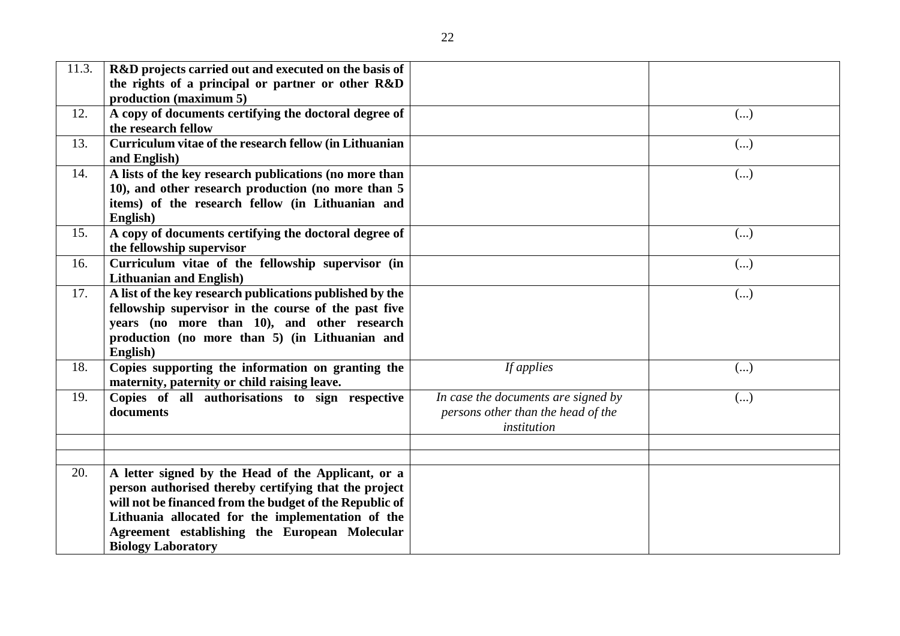| | | | |
|---|---|---|---|
| 11.3. | **R&D projects carried out and executed on the basis of the rights of a principal or partner or other R&D production (maximum 5)** | | |
| 12. | **A copy of documents certifying the doctoral degree of the research fellow** | | (...) |
| 13. | **Curriculum vitae of the research fellow (in Lithuanian and English)** | | (...) |
| 14. | **A lists of the key research publications (no more than 10), and other research production (no more than 5 items) of the research fellow (in Lithuanian and English)** | | (...) |
| 15. | **A copy of documents certifying the doctoral degree of the fellowship supervisor** | | (...) |
| 16. | **Curriculum vitae of the fellowship supervisor (in Lithuanian and English)** | | (...) |
| 17. | **A list of the key research publications published by the fellowship supervisor in the course of the past five years (no more than 10), and other research production (no more than 5) (in Lithuanian and English)** | | (...) |
| 18. | **Copies supporting the information on granting the maternity, paternity or child raising leave.** | *If applies* | (...) |
| 19. | **Copies of all authorisations to sign respective documents** | *In case the documents are signed by persons other than the head of the institution* | (...) |
| | | | |
| | | | |
| 20. | **A letter signed by the Head of the Applicant, or a person authorised thereby certifying that the project will not be financed from the budget of the Republic of Lithuania allocated for the implementation of the Agreement establishing the European Molecular Biology Laboratory** | | |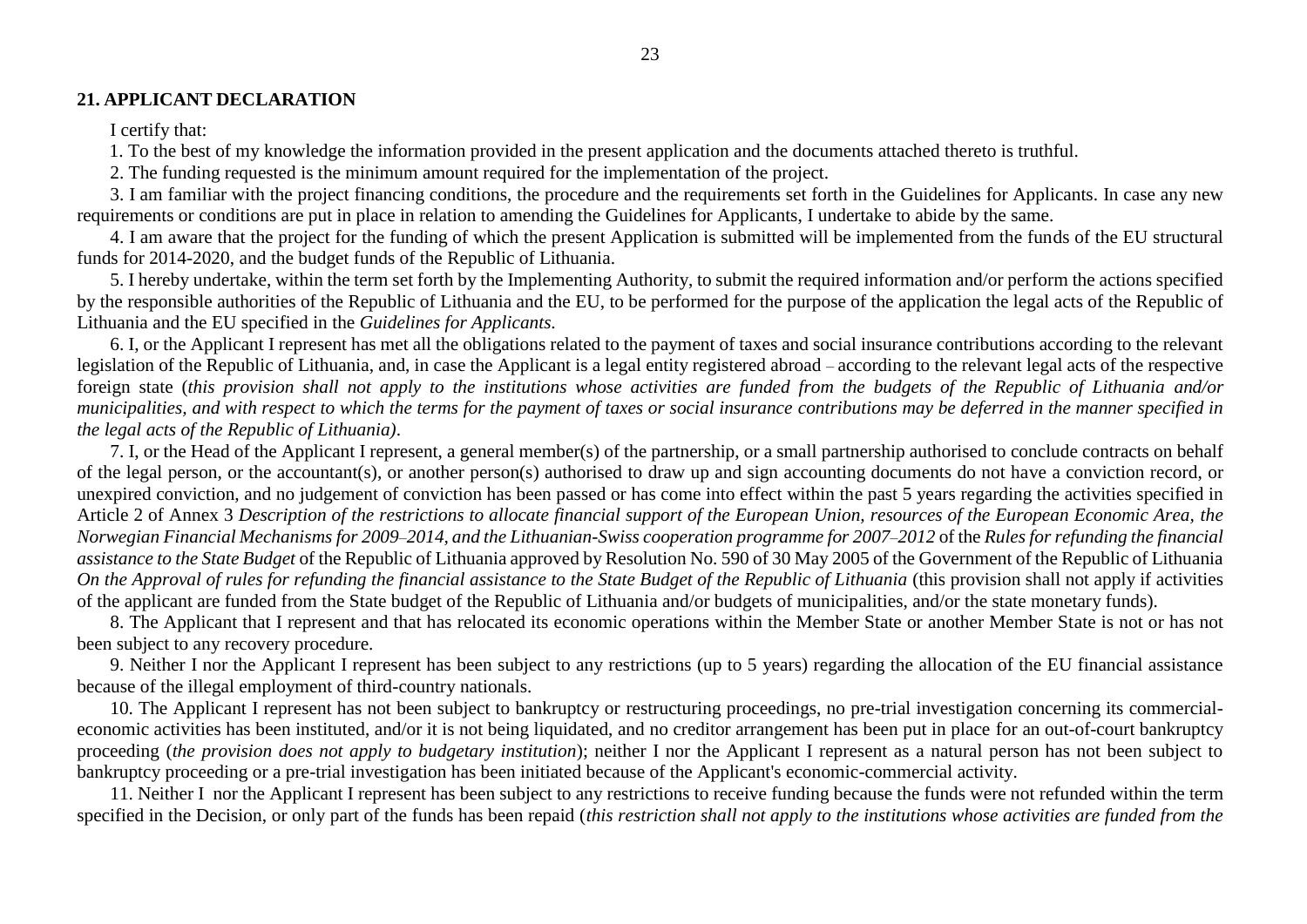## 21. APPLICANT DECLARATION

I certify that:

1. To the best of my knowledge the information provided in the present application and the documents attached thereto is truthful.

2. The funding requested is the minimum amount required for the implementation of the project.

3. I am familiar with the project financing conditions, the procedure and the requirements set forth in the Guidelines for Applicants. In case any new requirements or conditions are put in place in relation to amending the Guidelines for Applicants, I undertake to abide by the same.

4. I am aware that the project for the funding of which the present Application is submitted will be implemented from the funds of the EU structural funds for 2014-2020, and the budget funds of the Republic of Lithuania.

5. I hereby undertake, within the term set forth by the Implementing Authority, to submit the required information and/or perform the actions specified by the responsible authorities of the Republic of Lithuania and the EU, to be performed for the purpose of the application the legal acts of the Republic of Lithuania and the EU specified in the *Guidelines for Applicants.*

6. I, or the Applicant I represent has met all the obligations related to the payment of taxes and social insurance contributions according to the relevant legislation of the Republic of Lithuania, and, in case the Applicant is a legal entity registered abroad – according to the relevant legal acts of the respective foreign state (*this provision shall not apply to the institutions whose activities are funded from the budgets of the Republic of Lithuania and/or municipalities, and with respect to which the terms for the payment of taxes or social insurance contributions may be deferred in the manner specified in the legal acts of the Republic of Lithuania)*.

7. I, or the Head of the Applicant I represent, a general member(s) of the partnership, or a small partnership authorised to conclude contracts on behalf of the legal person, or the accountant(s), or another person(s) authorised to draw up and sign accounting documents do not have a conviction record, or unexpired conviction, and no judgement of conviction has been passed or has come into effect within the past 5 years regarding the activities specified in Article 2 of Annex 3 *Description of the restrictions to allocate financial support of the European Union, resources of the European Economic Area, the Norwegian Financial Mechanisms for 2009–2014, and the Lithuanian-Swiss cooperation programme for 2007–2012* of the *Rules for refunding the financial assistance to the State Budget* of the Republic of Lithuania approved by Resolution No. 590 of 30 May 2005 of the Government of the Republic of Lithuania *On the Approval of rules for refunding the financial assistance to the State Budget of the Republic of Lithuania* (this provision shall not apply if activities of the applicant are funded from the State budget of the Republic of Lithuania and/or budgets of municipalities, and/or the state monetary funds).

8. The Applicant that I represent and that has relocated its economic operations within the Member State or another Member State is not or has not been subject to any recovery procedure.

9. Neither I nor the Applicant I represent has been subject to any restrictions (up to 5 years) regarding the allocation of the EU financial assistance because of the illegal employment of third-country nationals.

10. The Applicant I represent has not been subject to bankruptcy or restructuring proceedings, no pre-trial investigation concerning its commercial-economic activities has been instituted, and/or it is not being liquidated, and no creditor arrangement has been put in place for an out-of-court bankruptcy proceeding (*the provision does not apply to budgetary institution*); neither I nor the Applicant I represent as a natural person has not been subject to bankruptcy proceeding or a pre-trial investigation has been initiated because of the Applicant's economic-commercial activity.

11. Neither I nor the Applicant I represent has been subject to any restrictions to receive funding because the funds were not refunded within the term specified in the Decision, or only part of the funds has been repaid (*this restriction shall not apply to the institutions whose activities are funded from the*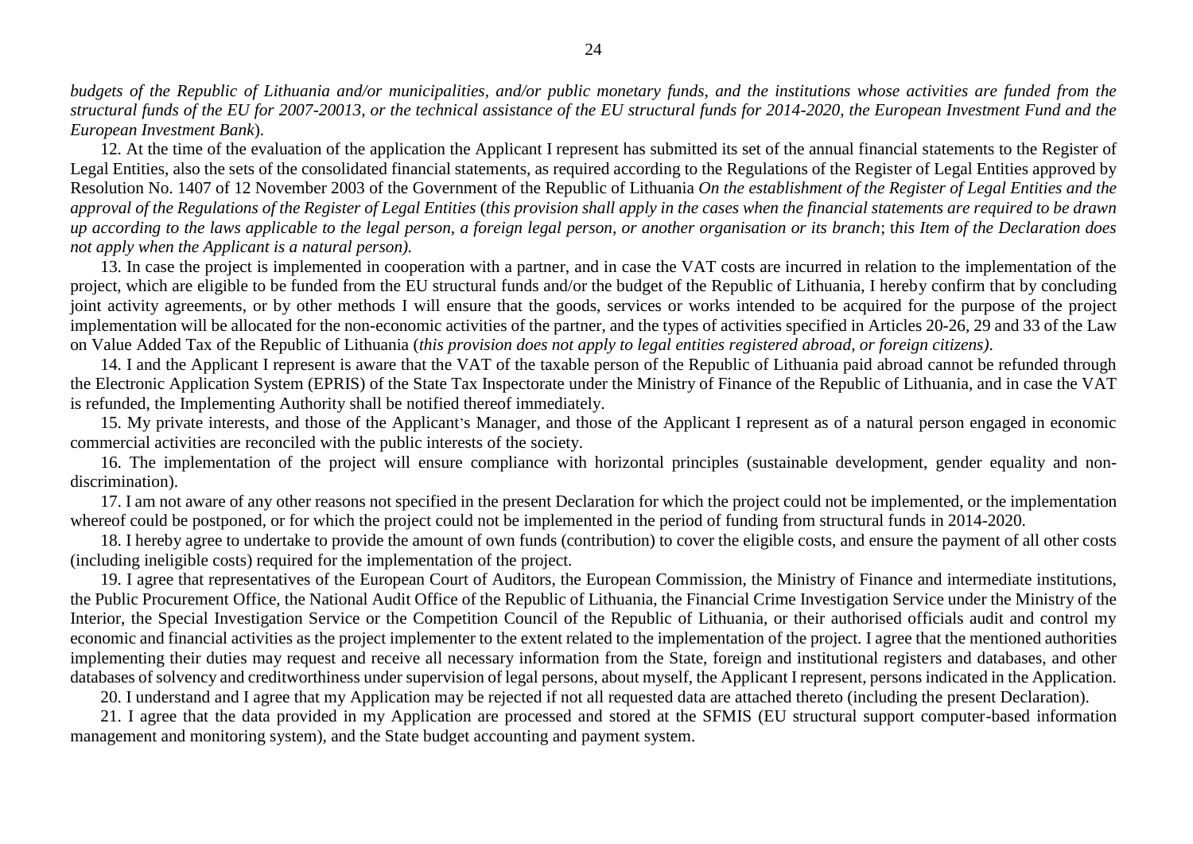*budgets of the Republic of Lithuania and/or municipalities, and/or public monetary funds, and the institutions whose activities are funded from the structural funds of the EU for 2007-20013, or the technical assistance of the EU structural funds for 2014-2020, the European Investment Fund and the European Investment Bank*).

12. At the time of the evaluation of the application the Applicant I represent has submitted its set of the annual financial statements to the Register of Legal Entities, also the sets of the consolidated financial statements, as required according to the Regulations of the Register of Legal Entities approved by Resolution No. 1407 of 12 November 2003 of the Government of the Republic of Lithuania *On the establishment of the Register of Legal Entities and the approval of the Regulations of the Register of Legal Entities* (*this provision shall apply in the cases when the financial statements are required to be drawn up according to the laws applicable to the legal person, a foreign legal person, or another organisation or its branch*; t*his Item of the Declaration does not apply when the Applicant is a natural person).*

13. In case the project is implemented in cooperation with a partner, and in case the VAT costs are incurred in relation to the implementation of the project, which are eligible to be funded from the EU structural funds and/or the budget of the Republic of Lithuania, I hereby confirm that by concluding joint activity agreements, or by other methods I will ensure that the goods, services or works intended to be acquired for the purpose of the project implementation will be allocated for the non-economic activities of the partner, and the types of activities specified in Articles 20-26, 29 and 33 of the Law on Value Added Tax of the Republic of Lithuania (*this provision does not apply to legal entities registered abroad, or foreign citizens)*.

14. I and the Applicant I represent is aware that the VAT of the taxable person of the Republic of Lithuania paid abroad cannot be refunded through the Electronic Application System (EPRIS) of the State Tax Inspectorate under the Ministry of Finance of the Republic of Lithuania, and in case the VAT is refunded, the Implementing Authority shall be notified thereof immediately.

15. My private interests, and those of the Applicant's Manager, and those of the Applicant I represent as of a natural person engaged in economic commercial activities are reconciled with the public interests of the society.

16. The implementation of the project will ensure compliance with horizontal principles (sustainable development, gender equality and non-discrimination).

17. I am not aware of any other reasons not specified in the present Declaration for which the project could not be implemented, or the implementation whereof could be postponed, or for which the project could not be implemented in the period of funding from structural funds in 2014-2020.

18. I hereby agree to undertake to provide the amount of own funds (contribution) to cover the eligible costs, and ensure the payment of all other costs (including ineligible costs) required for the implementation of the project.

19. I agree that representatives of the European Court of Auditors, the European Commission, the Ministry of Finance and intermediate institutions, the Public Procurement Office, the National Audit Office of the Republic of Lithuania, the Financial Crime Investigation Service under the Ministry of the Interior, the Special Investigation Service or the Competition Council of the Republic of Lithuania, or their authorised officials audit and control my economic and financial activities as the project implementer to the extent related to the implementation of the project. I agree that the mentioned authorities implementing their duties may request and receive all necessary information from the State, foreign and institutional registers and databases, and other databases of solvency and creditworthiness under supervision of legal persons, about myself, the Applicant I represent, persons indicated in the Application.

20. I understand and I agree that my Application may be rejected if not all requested data are attached thereto (including the present Declaration).

21. I agree that the data provided in my Application are processed and stored at the SFMIS (EU structural support computer-based information management and monitoring system), and the State budget accounting and payment system.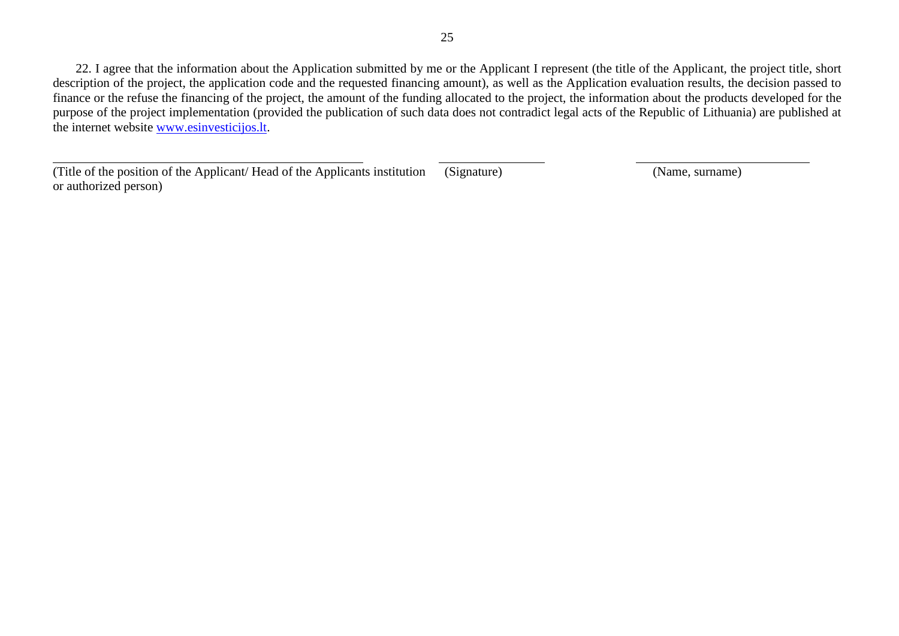22. I agree that the information about the Application submitted by me or the Applicant I represent (the title of the Applicant, the project title, short description of the project, the application code and the requested financing amount), as well as the Application evaluation results, the decision passed to finance or the refuse the financing of the project, the amount of the funding allocated to the project, the information about the products developed for the purpose of the project implementation (provided the publication of such data does not contradict legal acts of the Republic of Lithuania) are published at the internet website [www.esinvesticijos.lt](http://www.esinvesticijos.lt).

| | | |
|---|---|---|
| ______________________________ | ______________ | ______________________ |
| (Title of the position of the Applicant/ Head of the Applicants institution or authorized person) | (Signature) | (Name, surname) |